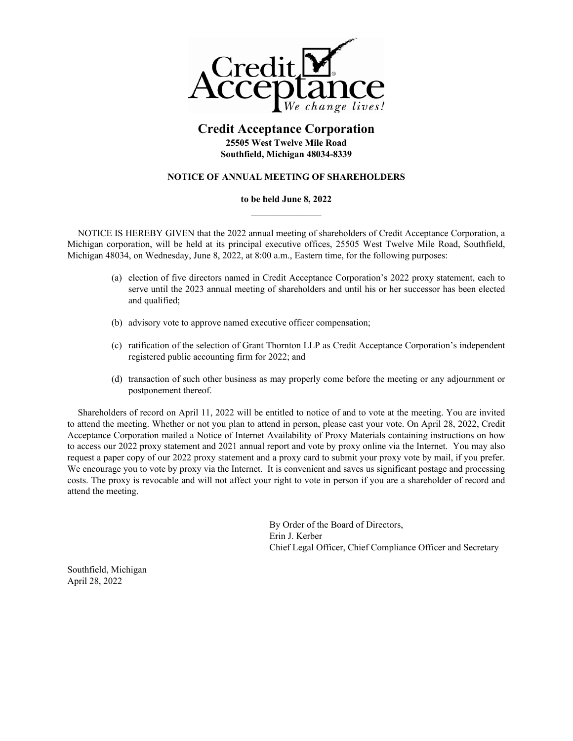# Credit Acceptance Corporation

**25505 West Twelve Mile Road**
**Southfield, Michigan 48034-8339**

## NOTICE OF ANNUAL MEETING OF SHAREHOLDERS

**to be held June 8, 2022**

---

NOTICE IS HEREBY GIVEN that the 2022 annual meeting of shareholders of Credit Acceptance Corporation, a Michigan corporation, will be held at its principal executive offices, 25505 West Twelve Mile Road, Southfield, Michigan 48034, on Wednesday, June 8, 2022, at 8:00 a.m., Eastern time, for the following purposes:

(a) election of five directors named in Credit Acceptance Corporation's 2022 proxy statement, each to serve until the 2023 annual meeting of shareholders and until his or her successor has been elected and qualified;

(b) advisory vote to approve named executive officer compensation;

(c) ratification of the selection of Grant Thornton LLP as Credit Acceptance Corporation's independent registered public accounting firm for 2022; and

(d) transaction of such other business as may properly come before the meeting or any adjournment or postponement thereof.

Shareholders of record on April 11, 2022 will be entitled to notice of and to vote at the meeting. You are invited to attend the meeting. Whether or not you plan to attend in person, please cast your vote. On April 28, 2022, Credit Acceptance Corporation mailed a Notice of Internet Availability of Proxy Materials containing instructions on how to access our 2022 proxy statement and 2021 annual report and vote by proxy online via the Internet. You may also request a paper copy of our 2022 proxy statement and a proxy card to submit your proxy vote by mail, if you prefer. We encourage you to vote by proxy via the Internet. It is convenient and saves us significant postage and processing costs. The proxy is revocable and will not affect your right to vote in person if you are a shareholder of record and attend the meeting.

By Order of the Board of Directors,
Erin J. Kerber
Chief Legal Officer, Chief Compliance Officer and Secretary

Southfield, Michigan
April 28, 2022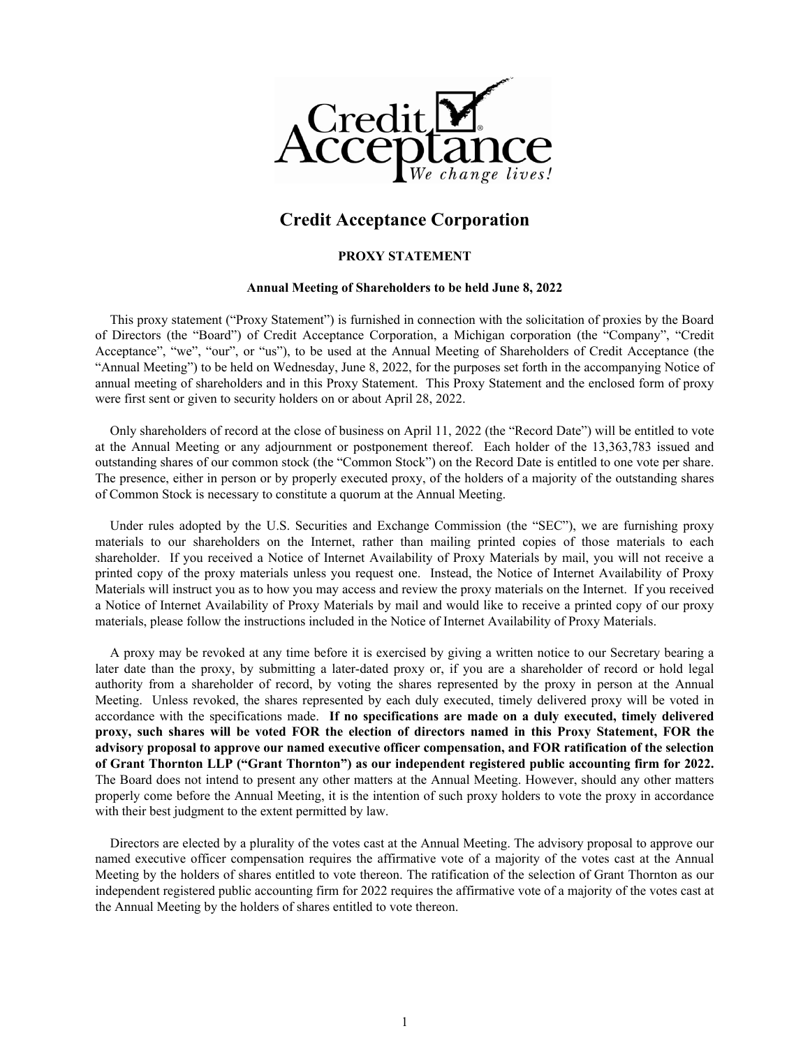# Credit Acceptance Corporation

## PROXY STATEMENT

### Annual Meeting of Shareholders to be held June 8, 2022

This proxy statement ("Proxy Statement") is furnished in connection with the solicitation of proxies by the Board of Directors (the "Board") of Credit Acceptance Corporation, a Michigan corporation (the "Company", "Credit Acceptance", "we", "our", or "us"), to be used at the Annual Meeting of Shareholders of Credit Acceptance (the "Annual Meeting") to be held on Wednesday, June 8, 2022, for the purposes set forth in the accompanying Notice of annual meeting of shareholders and in this Proxy Statement. This Proxy Statement and the enclosed form of proxy were first sent or given to security holders on or about April 28, 2022.

Only shareholders of record at the close of business on April 11, 2022 (the "Record Date") will be entitled to vote at the Annual Meeting or any adjournment or postponement thereof. Each holder of the 13,363,783 issued and outstanding shares of our common stock (the "Common Stock") on the Record Date is entitled to one vote per share. The presence, either in person or by properly executed proxy, of the holders of a majority of the outstanding shares of Common Stock is necessary to constitute a quorum at the Annual Meeting.

Under rules adopted by the U.S. Securities and Exchange Commission (the "SEC"), we are furnishing proxy materials to our shareholders on the Internet, rather than mailing printed copies of those materials to each shareholder. If you received a Notice of Internet Availability of Proxy Materials by mail, you will not receive a printed copy of the proxy materials unless you request one. Instead, the Notice of Internet Availability of Proxy Materials will instruct you as to how you may access and review the proxy materials on the Internet. If you received a Notice of Internet Availability of Proxy Materials by mail and would like to receive a printed copy of our proxy materials, please follow the instructions included in the Notice of Internet Availability of Proxy Materials.

A proxy may be revoked at any time before it is exercised by giving a written notice to our Secretary bearing a later date than the proxy, by submitting a later-dated proxy or, if you are a shareholder of record or hold legal authority from a shareholder of record, by voting the shares represented by the proxy in person at the Annual Meeting. Unless revoked, the shares represented by each duly executed, timely delivered proxy will be voted in accordance with the specifications made. **If no specifications are made on a duly executed, timely delivered proxy, such shares will be voted FOR the election of directors named in this Proxy Statement, FOR the advisory proposal to approve our named executive officer compensation, and FOR ratification of the selection of Grant Thornton LLP ("Grant Thornton") as our independent registered public accounting firm for 2022.** The Board does not intend to present any other matters at the Annual Meeting. However, should any other matters properly come before the Annual Meeting, it is the intention of such proxy holders to vote the proxy in accordance with their best judgment to the extent permitted by law.

Directors are elected by a plurality of the votes cast at the Annual Meeting. The advisory proposal to approve our named executive officer compensation requires the affirmative vote of a majority of the votes cast at the Annual Meeting by the holders of shares entitled to vote thereon. The ratification of the selection of Grant Thornton as our independent registered public accounting firm for 2022 requires the affirmative vote of a majority of the votes cast at the Annual Meeting by the holders of shares entitled to vote thereon.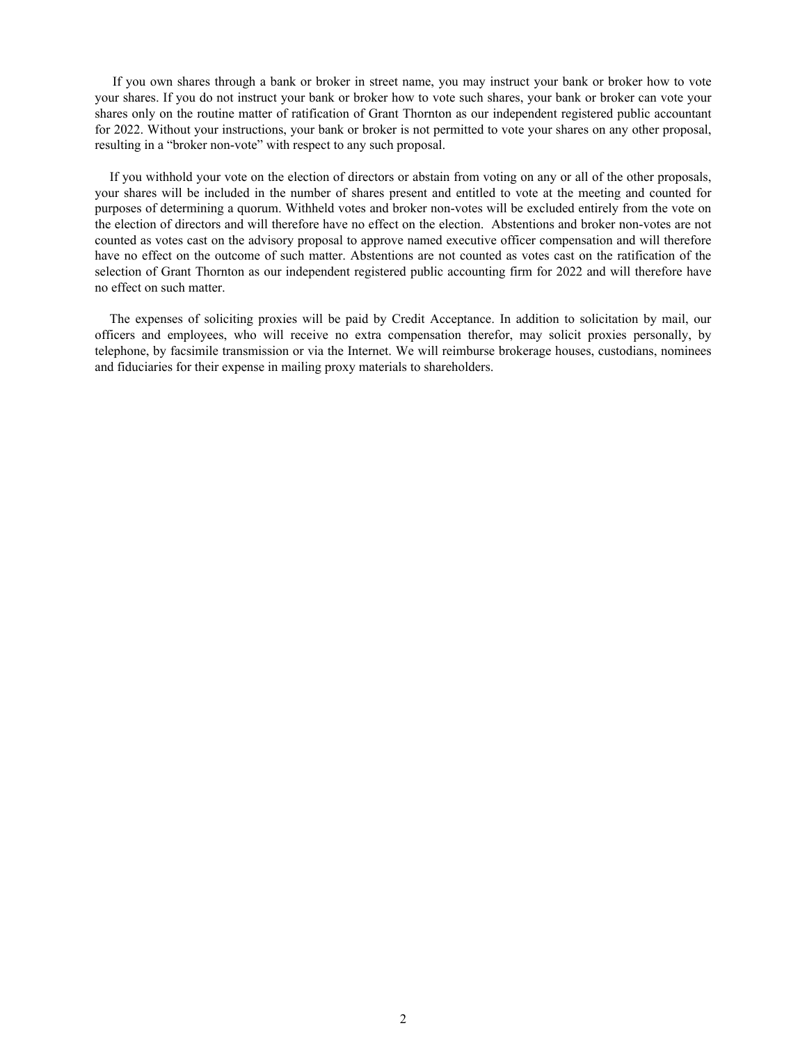If you own shares through a bank or broker in street name, you may instruct your bank or broker how to vote your shares. If you do not instruct your bank or broker how to vote such shares, your bank or broker can vote your shares only on the routine matter of ratification of Grant Thornton as our independent registered public accountant for 2022. Without your instructions, your bank or broker is not permitted to vote your shares on any other proposal, resulting in a "broker non-vote" with respect to any such proposal.

If you withhold your vote on the election of directors or abstain from voting on any or all of the other proposals, your shares will be included in the number of shares present and entitled to vote at the meeting and counted for purposes of determining a quorum. Withheld votes and broker non-votes will be excluded entirely from the vote on the election of directors and will therefore have no effect on the election. Abstentions and broker non-votes are not counted as votes cast on the advisory proposal to approve named executive officer compensation and will therefore have no effect on the outcome of such matter. Abstentions are not counted as votes cast on the ratification of the selection of Grant Thornton as our independent registered public accounting firm for 2022 and will therefore have no effect on such matter.

The expenses of soliciting proxies will be paid by Credit Acceptance. In addition to solicitation by mail, our officers and employees, who will receive no extra compensation therefor, may solicit proxies personally, by telephone, by facsimile transmission or via the Internet. We will reimburse brokerage houses, custodians, nominees and fiduciaries for their expense in mailing proxy materials to shareholders.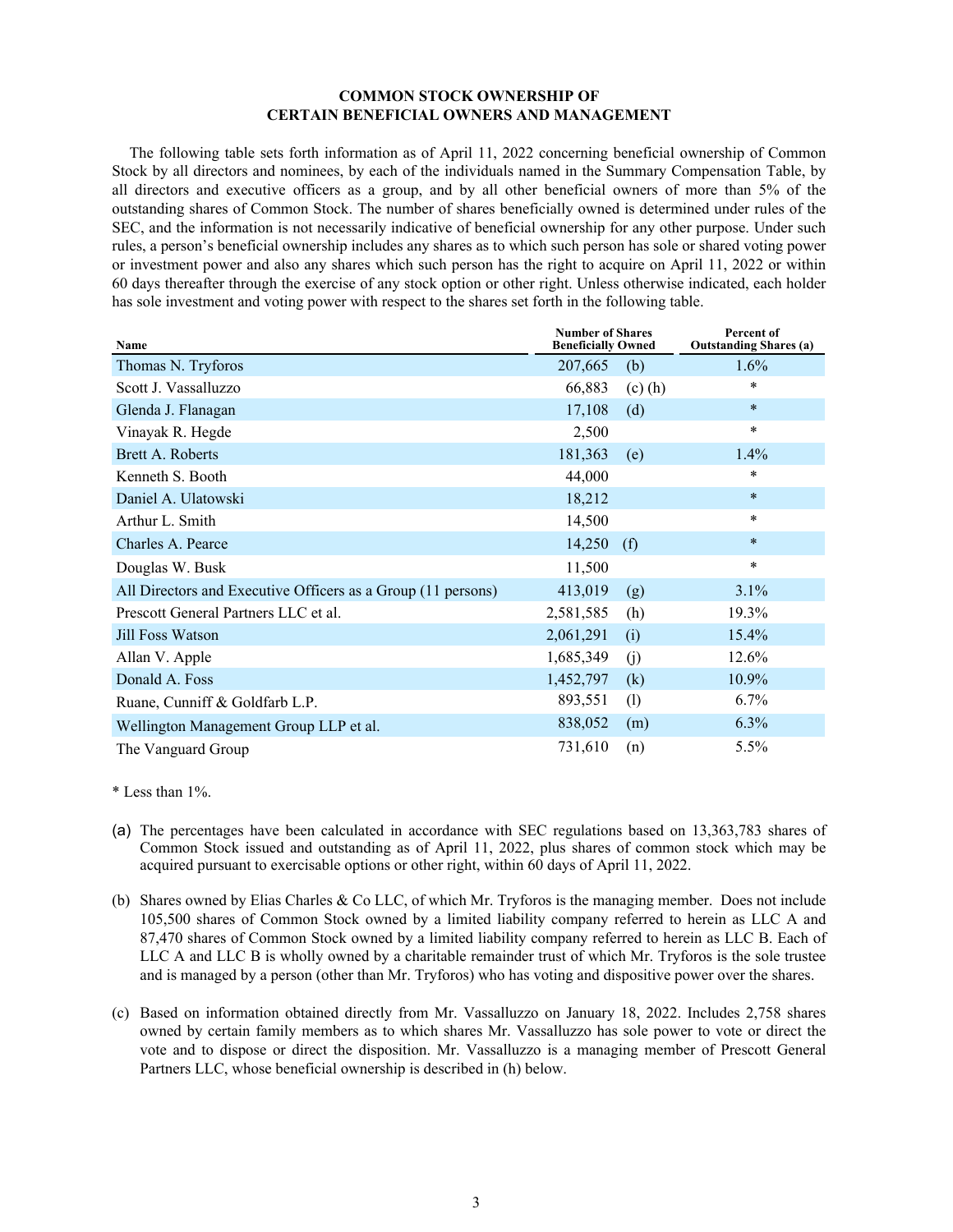## COMMON STOCK OWNERSHIP OF CERTAIN BENEFICIAL OWNERS AND MANAGEMENT

The following table sets forth information as of April 11, 2022 concerning beneficial ownership of Common Stock by all directors and nominees, by each of the individuals named in the Summary Compensation Table, by all directors and executive officers as a group, and by all other beneficial owners of more than 5% of the outstanding shares of Common Stock. The number of shares beneficially owned is determined under rules of the SEC, and the information is not necessarily indicative of beneficial ownership for any other purpose. Under such rules, a person's beneficial ownership includes any shares as to which such person has sole or shared voting power or investment power and also any shares which such person has the right to acquire on April 11, 2022 or within 60 days thereafter through the exercise of any stock option or other right. Unless otherwise indicated, each holder has sole investment and voting power with respect to the shares set forth in the following table.

| Name | Number of Shares Beneficially Owned | | Percent of Outstanding Shares (a) |
|---|---|---|---|
| Thomas N. Tryforos | 207,665 | (b) | 1.6% |
| Scott J. Vassalluzzo | 66,883 | (c) (h) | * |
| Glenda J. Flanagan | 17,108 | (d) | * |
| Vinayak R. Hegde | 2,500 | | * |
| Brett A. Roberts | 181,363 | (e) | 1.4% |
| Kenneth S. Booth | 44,000 | | * |
| Daniel A. Ulatowski | 18,212 | | * |
| Arthur L. Smith | 14,500 | | * |
| Charles A. Pearce | 14,250 | (f) | * |
| Douglas W. Busk | 11,500 | | * |
| All Directors and Executive Officers as a Group (11 persons) | 413,019 | (g) | 3.1% |
| Prescott General Partners LLC et al. | 2,581,585 | (h) | 19.3% |
| Jill Foss Watson | 2,061,291 | (i) | 15.4% |
| Allan V. Apple | 1,685,349 | (j) | 12.6% |
| Donald A. Foss | 1,452,797 | (k) | 10.9% |
| Ruane, Cunniff & Goldfarb L.P. | 893,551 | (l) | 6.7% |
| Wellington Management Group LLP et al. | 838,052 | (m) | 6.3% |
| The Vanguard Group | 731,610 | (n) | 5.5% |

* Less than 1%.

(a) The percentages have been calculated in accordance with SEC regulations based on 13,363,783 shares of Common Stock issued and outstanding as of April 11, 2022, plus shares of common stock which may be acquired pursuant to exercisable options or other right, within 60 days of April 11, 2022.

(b) Shares owned by Elias Charles & Co LLC, of which Mr. Tryforos is the managing member. Does not include 105,500 shares of Common Stock owned by a limited liability company referred to herein as LLC A and 87,470 shares of Common Stock owned by a limited liability company referred to herein as LLC B. Each of LLC A and LLC B is wholly owned by a charitable remainder trust of which Mr. Tryforos is the sole trustee and is managed by a person (other than Mr. Tryforos) who has voting and dispositive power over the shares.

(c) Based on information obtained directly from Mr. Vassalluzzo on January 18, 2022. Includes 2,758 shares owned by certain family members as to which shares Mr. Vassalluzzo has sole power to vote or direct the vote and to dispose or direct the disposition. Mr. Vassalluzzo is a managing member of Prescott General Partners LLC, whose beneficial ownership is described in (h) below.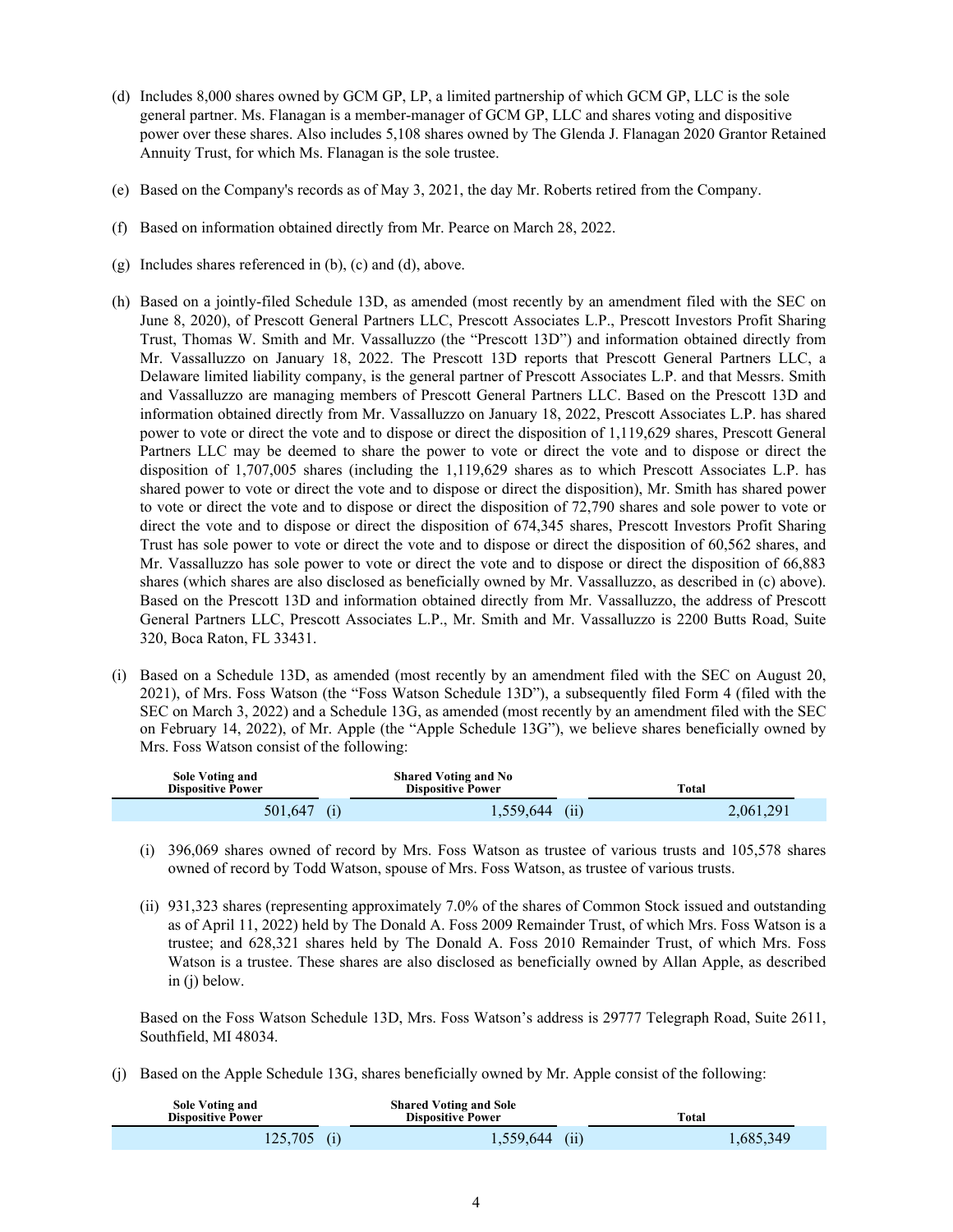(d) Includes 8,000 shares owned by GCM GP, LP, a limited partnership of which GCM GP, LLC is the sole general partner. Ms. Flanagan is a member-manager of GCM GP, LLC and shares voting and dispositive power over these shares. Also includes 5,108 shares owned by The Glenda J. Flanagan 2020 Grantor Retained Annuity Trust, for which Ms. Flanagan is the sole trustee.

(e) Based on the Company's records as of May 3, 2021, the day Mr. Roberts retired from the Company.

(f) Based on information obtained directly from Mr. Pearce on March 28, 2022.

(g) Includes shares referenced in (b), (c) and (d), above.

(h) Based on a jointly-filed Schedule 13D, as amended (most recently by an amendment filed with the SEC on June 8, 2020), of Prescott General Partners LLC, Prescott Associates L.P., Prescott Investors Profit Sharing Trust, Thomas W. Smith and Mr. Vassalluzzo (the "Prescott 13D") and information obtained directly from Mr. Vassalluzzo on January 18, 2022. The Prescott 13D reports that Prescott General Partners LLC, a Delaware limited liability company, is the general partner of Prescott Associates L.P. and that Messrs. Smith and Vassalluzzo are managing members of Prescott General Partners LLC. Based on the Prescott 13D and information obtained directly from Mr. Vassalluzzo on January 18, 2022, Prescott Associates L.P. has shared power to vote or direct the vote and to dispose or direct the disposition of 1,119,629 shares, Prescott General Partners LLC may be deemed to share the power to vote or direct the vote and to dispose or direct the disposition of 1,707,005 shares (including the 1,119,629 shares as to which Prescott Associates L.P. has shared power to vote or direct the vote and to dispose or direct the disposition), Mr. Smith has shared power to vote or direct the vote and to dispose or direct the disposition of 72,790 shares and sole power to vote or direct the vote and to dispose or direct the disposition of 674,345 shares, Prescott Investors Profit Sharing Trust has sole power to vote or direct the vote and to dispose or direct the disposition of 60,562 shares, and Mr. Vassalluzzo has sole power to vote or direct the vote and to dispose or direct the disposition of 66,883 shares (which shares are also disclosed as beneficially owned by Mr. Vassalluzzo, as described in (c) above). Based on the Prescott 13D and information obtained directly from Mr. Vassalluzzo, the address of Prescott General Partners LLC, Prescott Associates L.P., Mr. Smith and Mr. Vassalluzzo is 2200 Butts Road, Suite 320, Boca Raton, FL 33431.

(i) Based on a Schedule 13D, as amended (most recently by an amendment filed with the SEC on August 20, 2021), of Mrs. Foss Watson (the "Foss Watson Schedule 13D"), a subsequently filed Form 4 (filed with the SEC on March 3, 2022) and a Schedule 13G, as amended (most recently by an amendment filed with the SEC on February 14, 2022), of Mr. Apple (the "Apple Schedule 13G"), we believe shares beneficially owned by Mrs. Foss Watson consist of the following:

| Sole Voting and Dispositive Power | Shared Voting and No Dispositive Power | Total |
|---|---|---|
| 501,647 (i) | 1,559,644 (ii) | 2,061,291 |

(i) 396,069 shares owned of record by Mrs. Foss Watson as trustee of various trusts and 105,578 shares owned of record by Todd Watson, spouse of Mrs. Foss Watson, as trustee of various trusts.

(ii) 931,323 shares (representing approximately 7.0% of the shares of Common Stock issued and outstanding as of April 11, 2022) held by The Donald A. Foss 2009 Remainder Trust, of which Mrs. Foss Watson is a trustee; and 628,321 shares held by The Donald A. Foss 2010 Remainder Trust, of which Mrs. Foss Watson is a trustee. These shares are also disclosed as beneficially owned by Allan Apple, as described in (j) below.

Based on the Foss Watson Schedule 13D, Mrs. Foss Watson's address is 29777 Telegraph Road, Suite 2611, Southfield, MI 48034.

(j) Based on the Apple Schedule 13G, shares beneficially owned by Mr. Apple consist of the following:

| Sole Voting and Dispositive Power | Shared Voting and Sole Dispositive Power | Total |
|---|---|---|
| 125,705 (i) | 1,559,644 (ii) | 1,685,349 |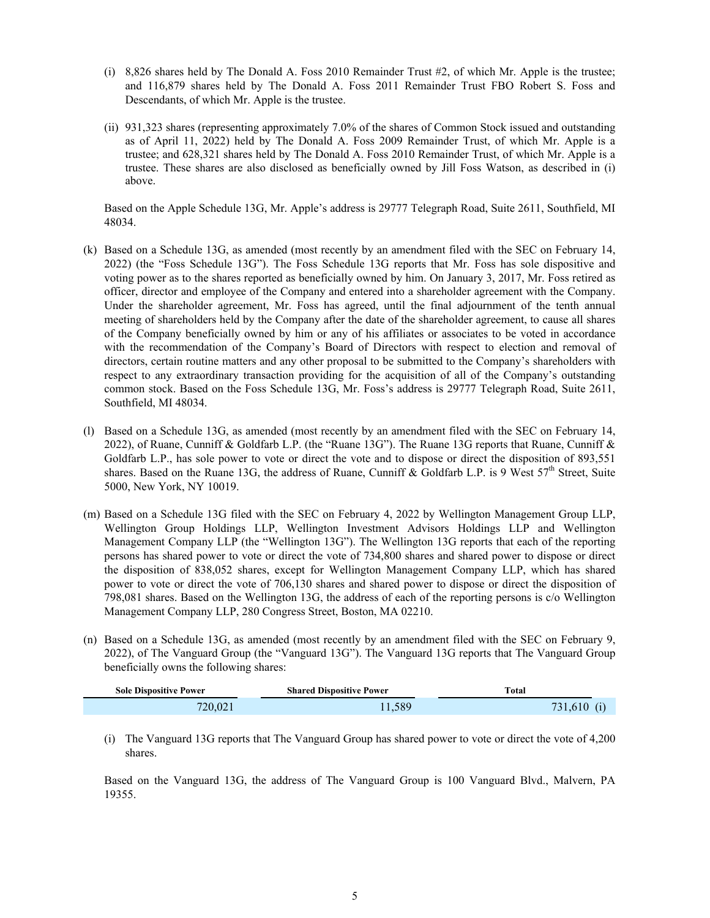(i) 8,826 shares held by The Donald A. Foss 2010 Remainder Trust #2, of which Mr. Apple is the trustee; and 116,879 shares held by The Donald A. Foss 2011 Remainder Trust FBO Robert S. Foss and Descendants, of which Mr. Apple is the trustee.

(ii) 931,323 shares (representing approximately 7.0% of the shares of Common Stock issued and outstanding as of April 11, 2022) held by The Donald A. Foss 2009 Remainder Trust, of which Mr. Apple is a trustee; and 628,321 shares held by The Donald A. Foss 2010 Remainder Trust, of which Mr. Apple is a trustee. These shares are also disclosed as beneficially owned by Jill Foss Watson, as described in (i) above.

Based on the Apple Schedule 13G, Mr. Apple's address is 29777 Telegraph Road, Suite 2611, Southfield, MI 48034.

(k) Based on a Schedule 13G, as amended (most recently by an amendment filed with the SEC on February 14, 2022) (the "Foss Schedule 13G"). The Foss Schedule 13G reports that Mr. Foss has sole dispositive and voting power as to the shares reported as beneficially owned by him. On January 3, 2017, Mr. Foss retired as officer, director and employee of the Company and entered into a shareholder agreement with the Company. Under the shareholder agreement, Mr. Foss has agreed, until the final adjournment of the tenth annual meeting of shareholders held by the Company after the date of the shareholder agreement, to cause all shares of the Company beneficially owned by him or any of his affiliates or associates to be voted in accordance with the recommendation of the Company's Board of Directors with respect to election and removal of directors, certain routine matters and any other proposal to be submitted to the Company's shareholders with respect to any extraordinary transaction providing for the acquisition of all of the Company's outstanding common stock. Based on the Foss Schedule 13G, Mr. Foss's address is 29777 Telegraph Road, Suite 2611, Southfield, MI 48034.

(l) Based on a Schedule 13G, as amended (most recently by an amendment filed with the SEC on February 14, 2022), of Ruane, Cunniff & Goldfarb L.P. (the "Ruane 13G"). The Ruane 13G reports that Ruane, Cunniff & Goldfarb L.P., has sole power to vote or direct the vote and to dispose or direct the disposition of 893,551 shares. Based on the Ruane 13G, the address of Ruane, Cunniff & Goldfarb L.P. is 9 West 57th Street, Suite 5000, New York, NY 10019.

(m) Based on a Schedule 13G filed with the SEC on February 4, 2022 by Wellington Management Group LLP, Wellington Group Holdings LLP, Wellington Investment Advisors Holdings LLP and Wellington Management Company LLP (the "Wellington 13G"). The Wellington 13G reports that each of the reporting persons has shared power to vote or direct the vote of 734,800 shares and shared power to dispose or direct the disposition of 838,052 shares, except for Wellington Management Company LLP, which has shared power to vote or direct the vote of 706,130 shares and shared power to dispose or direct the disposition of 798,081 shares. Based on the Wellington 13G, the address of each of the reporting persons is c/o Wellington Management Company LLP, 280 Congress Street, Boston, MA 02210.

(n) Based on a Schedule 13G, as amended (most recently by an amendment filed with the SEC on February 9, 2022), of The Vanguard Group (the "Vanguard 13G"). The Vanguard 13G reports that The Vanguard Group beneficially owns the following shares:

| Sole Dispositive Power | Shared Dispositive Power | Total |
|---|---|---|
| 720,021 | 11,589 | 731,610 (i) |

(i) The Vanguard 13G reports that The Vanguard Group has shared power to vote or direct the vote of 4,200 shares.

Based on the Vanguard 13G, the address of The Vanguard Group is 100 Vanguard Blvd., Malvern, PA 19355.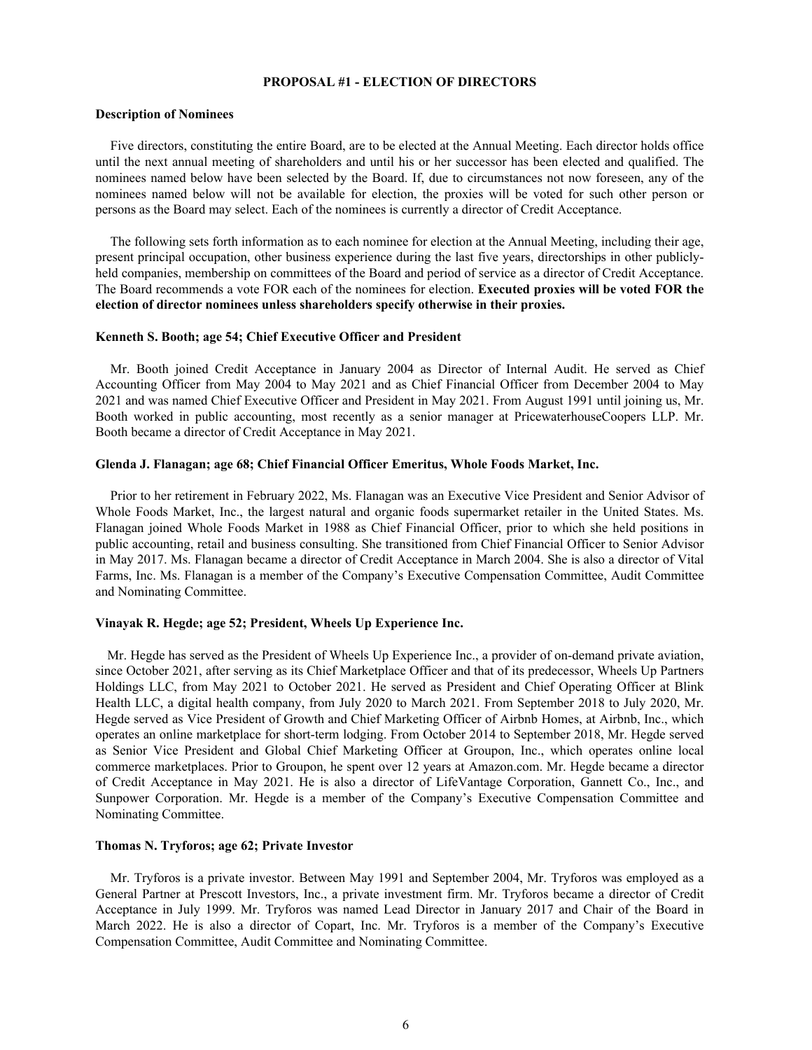## PROPOSAL #1 - ELECTION OF DIRECTORS

### Description of Nominees

Five directors, constituting the entire Board, are to be elected at the Annual Meeting. Each director holds office until the next annual meeting of shareholders and until his or her successor has been elected and qualified. The nominees named below have been selected by the Board. If, due to circumstances not now foreseen, any of the nominees named below will not be available for election, the proxies will be voted for such other person or persons as the Board may select. Each of the nominees is currently a director of Credit Acceptance.

The following sets forth information as to each nominee for election at the Annual Meeting, including their age, present principal occupation, other business experience during the last five years, directorships in other publicly-held companies, membership on committees of the Board and period of service as a director of Credit Acceptance. The Board recommends a vote FOR each of the nominees for election. **Executed proxies will be voted FOR the election of director nominees unless shareholders specify otherwise in their proxies.**

**Kenneth S. Booth; age 54; Chief Executive Officer and President**

Mr. Booth joined Credit Acceptance in January 2004 as Director of Internal Audit. He served as Chief Accounting Officer from May 2004 to May 2021 and as Chief Financial Officer from December 2004 to May 2021 and was named Chief Executive Officer and President in May 2021. From August 1991 until joining us, Mr. Booth worked in public accounting, most recently as a senior manager at PricewaterhouseCoopers LLP. Mr. Booth became a director of Credit Acceptance in May 2021.

**Glenda J. Flanagan; age 68; Chief Financial Officer Emeritus, Whole Foods Market, Inc.**

Prior to her retirement in February 2022, Ms. Flanagan was an Executive Vice President and Senior Advisor of Whole Foods Market, Inc., the largest natural and organic foods supermarket retailer in the United States. Ms. Flanagan joined Whole Foods Market in 1988 as Chief Financial Officer, prior to which she held positions in public accounting, retail and business consulting. She transitioned from Chief Financial Officer to Senior Advisor in May 2017. Ms. Flanagan became a director of Credit Acceptance in March 2004. She is also a director of Vital Farms, Inc. Ms. Flanagan is a member of the Company's Executive Compensation Committee, Audit Committee and Nominating Committee.

**Vinayak R. Hegde; age 52; President, Wheels Up Experience Inc.**

Mr. Hegde has served as the President of Wheels Up Experience Inc., a provider of on-demand private aviation, since October 2021, after serving as its Chief Marketplace Officer and that of its predecessor, Wheels Up Partners Holdings LLC, from May 2021 to October 2021. He served as President and Chief Operating Officer at Blink Health LLC, a digital health company, from July 2020 to March 2021. From September 2018 to July 2020, Mr. Hegde served as Vice President of Growth and Chief Marketing Officer of Airbnb Homes, at Airbnb, Inc., which operates an online marketplace for short-term lodging. From October 2014 to September 2018, Mr. Hegde served as Senior Vice President and Global Chief Marketing Officer at Groupon, Inc., which operates online local commerce marketplaces. Prior to Groupon, he spent over 12 years at Amazon.com. Mr. Hegde became a director of Credit Acceptance in May 2021. He is also a director of LifeVantage Corporation, Gannett Co., Inc., and Sunpower Corporation. Mr. Hegde is a member of the Company's Executive Compensation Committee and Nominating Committee.

**Thomas N. Tryforos; age 62; Private Investor**

Mr. Tryforos is a private investor. Between May 1991 and September 2004, Mr. Tryforos was employed as a General Partner at Prescott Investors, Inc., a private investment firm. Mr. Tryforos became a director of Credit Acceptance in July 1999. Mr. Tryforos was named Lead Director in January 2017 and Chair of the Board in March 2022. He is also a director of Copart, Inc. Mr. Tryforos is a member of the Company's Executive Compensation Committee, Audit Committee and Nominating Committee.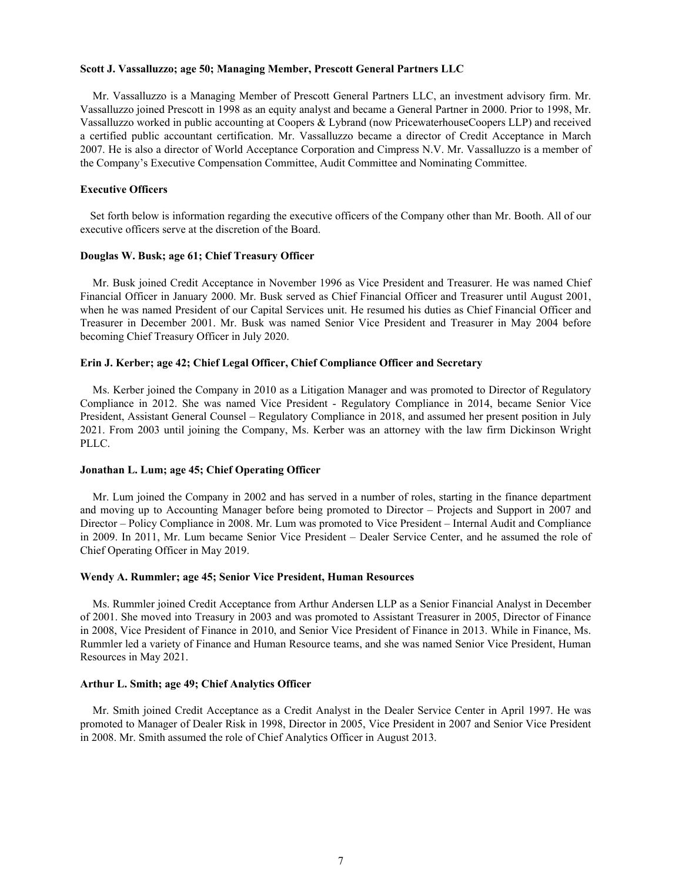**Scott J. Vassalluzzo; age 50; Managing Member, Prescott General Partners LLC**

Mr. Vassalluzzo is a Managing Member of Prescott General Partners LLC, an investment advisory firm. Mr. Vassalluzzo joined Prescott in 1998 as an equity analyst and became a General Partner in 2000. Prior to 1998, Mr. Vassalluzzo worked in public accounting at Coopers & Lybrand (now PricewaterhouseCoopers LLP) and received a certified public accountant certification. Mr. Vassalluzzo became a director of Credit Acceptance in March 2007. He is also a director of World Acceptance Corporation and Cimpress N.V. Mr. Vassalluzzo is a member of the Company's Executive Compensation Committee, Audit Committee and Nominating Committee.

**Executive Officers**

Set forth below is information regarding the executive officers of the Company other than Mr. Booth. All of our executive officers serve at the discretion of the Board.

**Douglas W. Busk; age 61; Chief Treasury Officer**

Mr. Busk joined Credit Acceptance in November 1996 as Vice President and Treasurer. He was named Chief Financial Officer in January 2000. Mr. Busk served as Chief Financial Officer and Treasurer until August 2001, when he was named President of our Capital Services unit. He resumed his duties as Chief Financial Officer and Treasurer in December 2001. Mr. Busk was named Senior Vice President and Treasurer in May 2004 before becoming Chief Treasury Officer in July 2020.

**Erin J. Kerber; age 42; Chief Legal Officer, Chief Compliance Officer and Secretary**

Ms. Kerber joined the Company in 2010 as a Litigation Manager and was promoted to Director of Regulatory Compliance in 2012. She was named Vice President - Regulatory Compliance in 2014, became Senior Vice President, Assistant General Counsel – Regulatory Compliance in 2018, and assumed her present position in July 2021. From 2003 until joining the Company, Ms. Kerber was an attorney with the law firm Dickinson Wright PLLC.

**Jonathan L. Lum; age 45; Chief Operating Officer**

Mr. Lum joined the Company in 2002 and has served in a number of roles, starting in the finance department and moving up to Accounting Manager before being promoted to Director – Projects and Support in 2007 and Director – Policy Compliance in 2008. Mr. Lum was promoted to Vice President – Internal Audit and Compliance in 2009. In 2011, Mr. Lum became Senior Vice President – Dealer Service Center, and he assumed the role of Chief Operating Officer in May 2019.

**Wendy A. Rummler; age 45; Senior Vice President, Human Resources**

Ms. Rummler joined Credit Acceptance from Arthur Andersen LLP as a Senior Financial Analyst in December of 2001. She moved into Treasury in 2003 and was promoted to Assistant Treasurer in 2005, Director of Finance in 2008, Vice President of Finance in 2010, and Senior Vice President of Finance in 2013. While in Finance, Ms. Rummler led a variety of Finance and Human Resource teams, and she was named Senior Vice President, Human Resources in May 2021.

**Arthur L. Smith; age 49; Chief Analytics Officer**

Mr. Smith joined Credit Acceptance as a Credit Analyst in the Dealer Service Center in April 1997. He was promoted to Manager of Dealer Risk in 1998, Director in 2005, Vice President in 2007 and Senior Vice President in 2008. Mr. Smith assumed the role of Chief Analytics Officer in August 2013.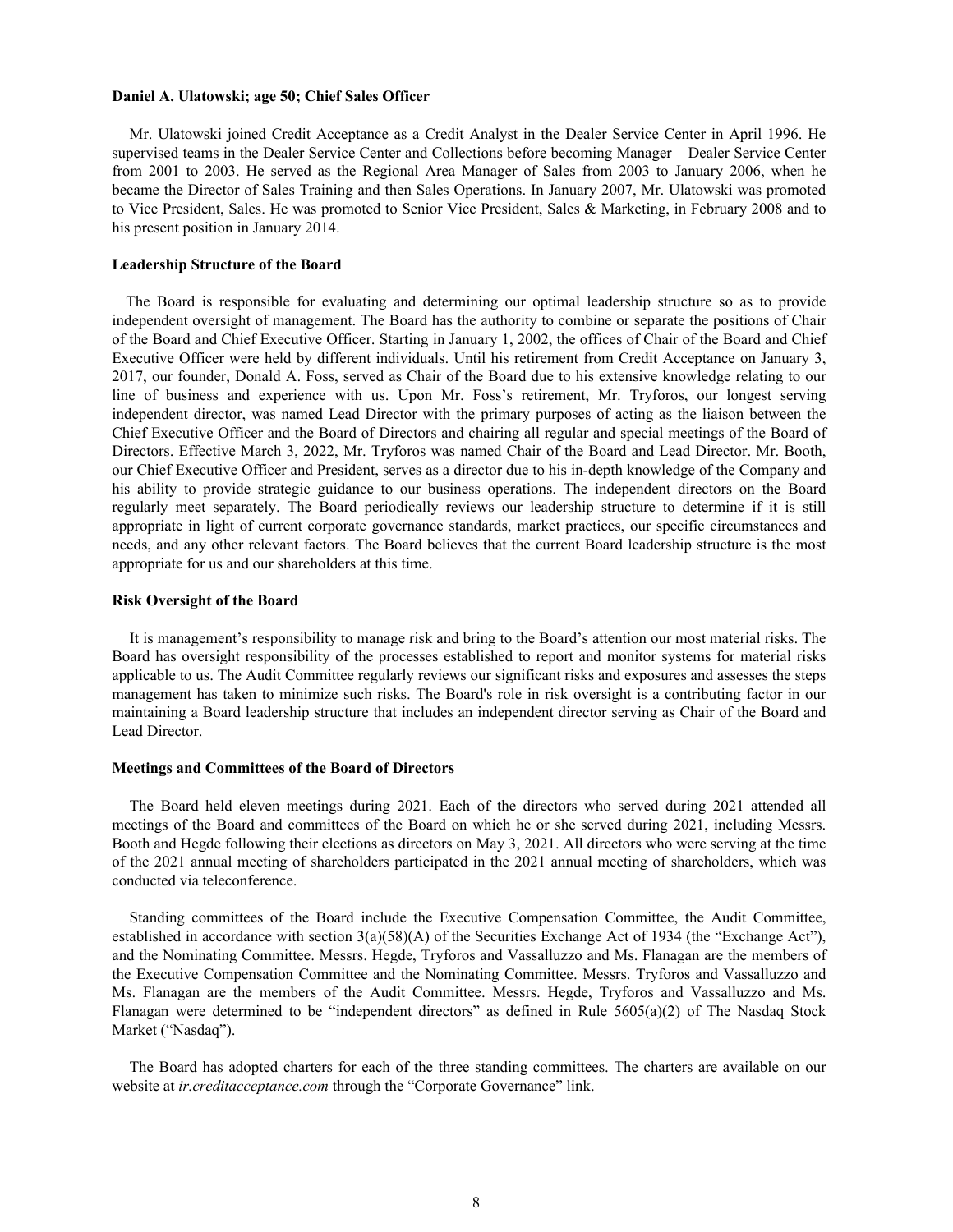**Daniel A. Ulatowski; age 50; Chief Sales Officer**

Mr. Ulatowski joined Credit Acceptance as a Credit Analyst in the Dealer Service Center in April 1996. He supervised teams in the Dealer Service Center and Collections before becoming Manager – Dealer Service Center from 2001 to 2003. He served as the Regional Area Manager of Sales from 2003 to January 2006, when he became the Director of Sales Training and then Sales Operations. In January 2007, Mr. Ulatowski was promoted to Vice President, Sales. He was promoted to Senior Vice President, Sales & Marketing, in February 2008 and to his present position in January 2014.

**Leadership Structure of the Board**

The Board is responsible for evaluating and determining our optimal leadership structure so as to provide independent oversight of management. The Board has the authority to combine or separate the positions of Chair of the Board and Chief Executive Officer. Starting in January 1, 2002, the offices of Chair of the Board and Chief Executive Officer were held by different individuals. Until his retirement from Credit Acceptance on January 3, 2017, our founder, Donald A. Foss, served as Chair of the Board due to his extensive knowledge relating to our line of business and experience with us. Upon Mr. Foss's retirement, Mr. Tryforos, our longest serving independent director, was named Lead Director with the primary purposes of acting as the liaison between the Chief Executive Officer and the Board of Directors and chairing all regular and special meetings of the Board of Directors. Effective March 3, 2022, Mr. Tryforos was named Chair of the Board and Lead Director. Mr. Booth, our Chief Executive Officer and President, serves as a director due to his in-depth knowledge of the Company and his ability to provide strategic guidance to our business operations. The independent directors on the Board regularly meet separately. The Board periodically reviews our leadership structure to determine if it is still appropriate in light of current corporate governance standards, market practices, our specific circumstances and needs, and any other relevant factors. The Board believes that the current Board leadership structure is the most appropriate for us and our shareholders at this time.

**Risk Oversight of the Board**

It is management's responsibility to manage risk and bring to the Board's attention our most material risks. The Board has oversight responsibility of the processes established to report and monitor systems for material risks applicable to us. The Audit Committee regularly reviews our significant risks and exposures and assesses the steps management has taken to minimize such risks. The Board's role in risk oversight is a contributing factor in our maintaining a Board leadership structure that includes an independent director serving as Chair of the Board and Lead Director.

**Meetings and Committees of the Board of Directors**

The Board held eleven meetings during 2021. Each of the directors who served during 2021 attended all meetings of the Board and committees of the Board on which he or she served during 2021, including Messrs. Booth and Hegde following their elections as directors on May 3, 2021. All directors who were serving at the time of the 2021 annual meeting of shareholders participated in the 2021 annual meeting of shareholders, which was conducted via teleconference.

Standing committees of the Board include the Executive Compensation Committee, the Audit Committee, established in accordance with section 3(a)(58)(A) of the Securities Exchange Act of 1934 (the "Exchange Act"), and the Nominating Committee. Messrs. Hegde, Tryforos and Vassalluzzo and Ms. Flanagan are the members of the Executive Compensation Committee and the Nominating Committee. Messrs. Tryforos and Vassalluzzo and Ms. Flanagan are the members of the Audit Committee. Messrs. Hegde, Tryforos and Vassalluzzo and Ms. Flanagan were determined to be "independent directors" as defined in Rule 5605(a)(2) of The Nasdaq Stock Market ("Nasdaq").

The Board has adopted charters for each of the three standing committees. The charters are available on our website at *ir.creditacceptance.com* through the "Corporate Governance" link.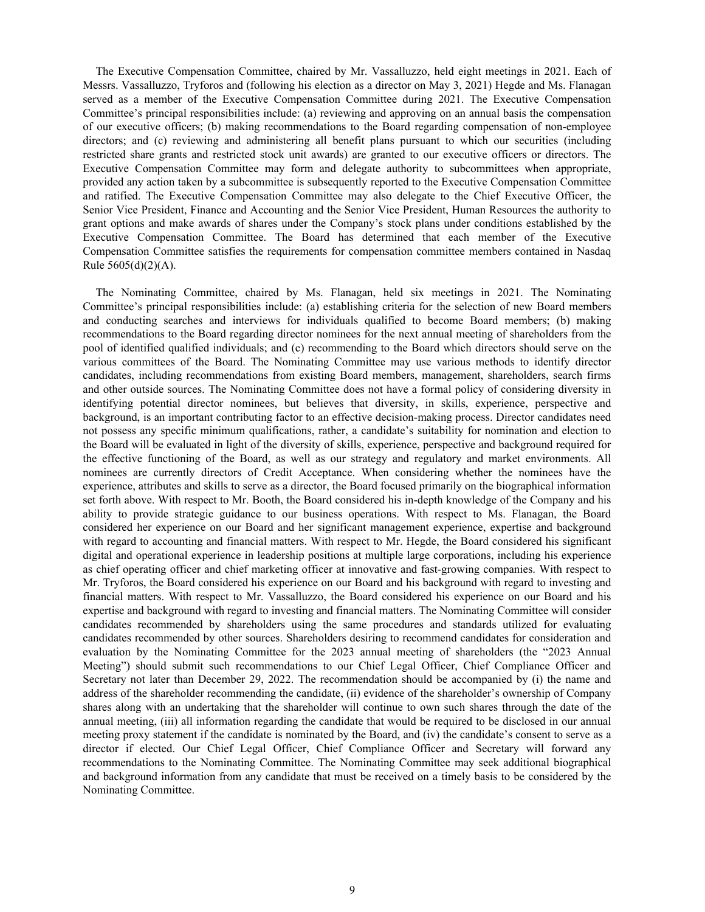The Executive Compensation Committee, chaired by Mr. Vassalluzzo, held eight meetings in 2021. Each of Messrs. Vassalluzzo, Tryforos and (following his election as a director on May 3, 2021) Hegde and Ms. Flanagan served as a member of the Executive Compensation Committee during 2021. The Executive Compensation Committee's principal responsibilities include: (a) reviewing and approving on an annual basis the compensation of our executive officers; (b) making recommendations to the Board regarding compensation of non-employee directors; and (c) reviewing and administering all benefit plans pursuant to which our securities (including restricted share grants and restricted stock unit awards) are granted to our executive officers or directors. The Executive Compensation Committee may form and delegate authority to subcommittees when appropriate, provided any action taken by a subcommittee is subsequently reported to the Executive Compensation Committee and ratified. The Executive Compensation Committee may also delegate to the Chief Executive Officer, the Senior Vice President, Finance and Accounting and the Senior Vice President, Human Resources the authority to grant options and make awards of shares under the Company's stock plans under conditions established by the Executive Compensation Committee. The Board has determined that each member of the Executive Compensation Committee satisfies the requirements for compensation committee members contained in Nasdaq Rule 5605(d)(2)(A).

The Nominating Committee, chaired by Ms. Flanagan, held six meetings in 2021. The Nominating Committee's principal responsibilities include: (a) establishing criteria for the selection of new Board members and conducting searches and interviews for individuals qualified to become Board members; (b) making recommendations to the Board regarding director nominees for the next annual meeting of shareholders from the pool of identified qualified individuals; and (c) recommending to the Board which directors should serve on the various committees of the Board. The Nominating Committee may use various methods to identify director candidates, including recommendations from existing Board members, management, shareholders, search firms and other outside sources. The Nominating Committee does not have a formal policy of considering diversity in identifying potential director nominees, but believes that diversity, in skills, experience, perspective and background, is an important contributing factor to an effective decision-making process. Director candidates need not possess any specific minimum qualifications, rather, a candidate's suitability for nomination and election to the Board will be evaluated in light of the diversity of skills, experience, perspective and background required for the effective functioning of the Board, as well as our strategy and regulatory and market environments. All nominees are currently directors of Credit Acceptance. When considering whether the nominees have the experience, attributes and skills to serve as a director, the Board focused primarily on the biographical information set forth above. With respect to Mr. Booth, the Board considered his in-depth knowledge of the Company and his ability to provide strategic guidance to our business operations. With respect to Ms. Flanagan, the Board considered her experience on our Board and her significant management experience, expertise and background with regard to accounting and financial matters. With respect to Mr. Hegde, the Board considered his significant digital and operational experience in leadership positions at multiple large corporations, including his experience as chief operating officer and chief marketing officer at innovative and fast-growing companies. With respect to Mr. Tryforos, the Board considered his experience on our Board and his background with regard to investing and financial matters. With respect to Mr. Vassalluzzo, the Board considered his experience on our Board and his expertise and background with regard to investing and financial matters. The Nominating Committee will consider candidates recommended by shareholders using the same procedures and standards utilized for evaluating candidates recommended by other sources. Shareholders desiring to recommend candidates for consideration and evaluation by the Nominating Committee for the 2023 annual meeting of shareholders (the "2023 Annual Meeting") should submit such recommendations to our Chief Legal Officer, Chief Compliance Officer and Secretary not later than December 29, 2022. The recommendation should be accompanied by (i) the name and address of the shareholder recommending the candidate, (ii) evidence of the shareholder's ownership of Company shares along with an undertaking that the shareholder will continue to own such shares through the date of the annual meeting, (iii) all information regarding the candidate that would be required to be disclosed in our annual meeting proxy statement if the candidate is nominated by the Board, and (iv) the candidate's consent to serve as a director if elected. Our Chief Legal Officer, Chief Compliance Officer and Secretary will forward any recommendations to the Nominating Committee. The Nominating Committee may seek additional biographical and background information from any candidate that must be received on a timely basis to be considered by the Nominating Committee.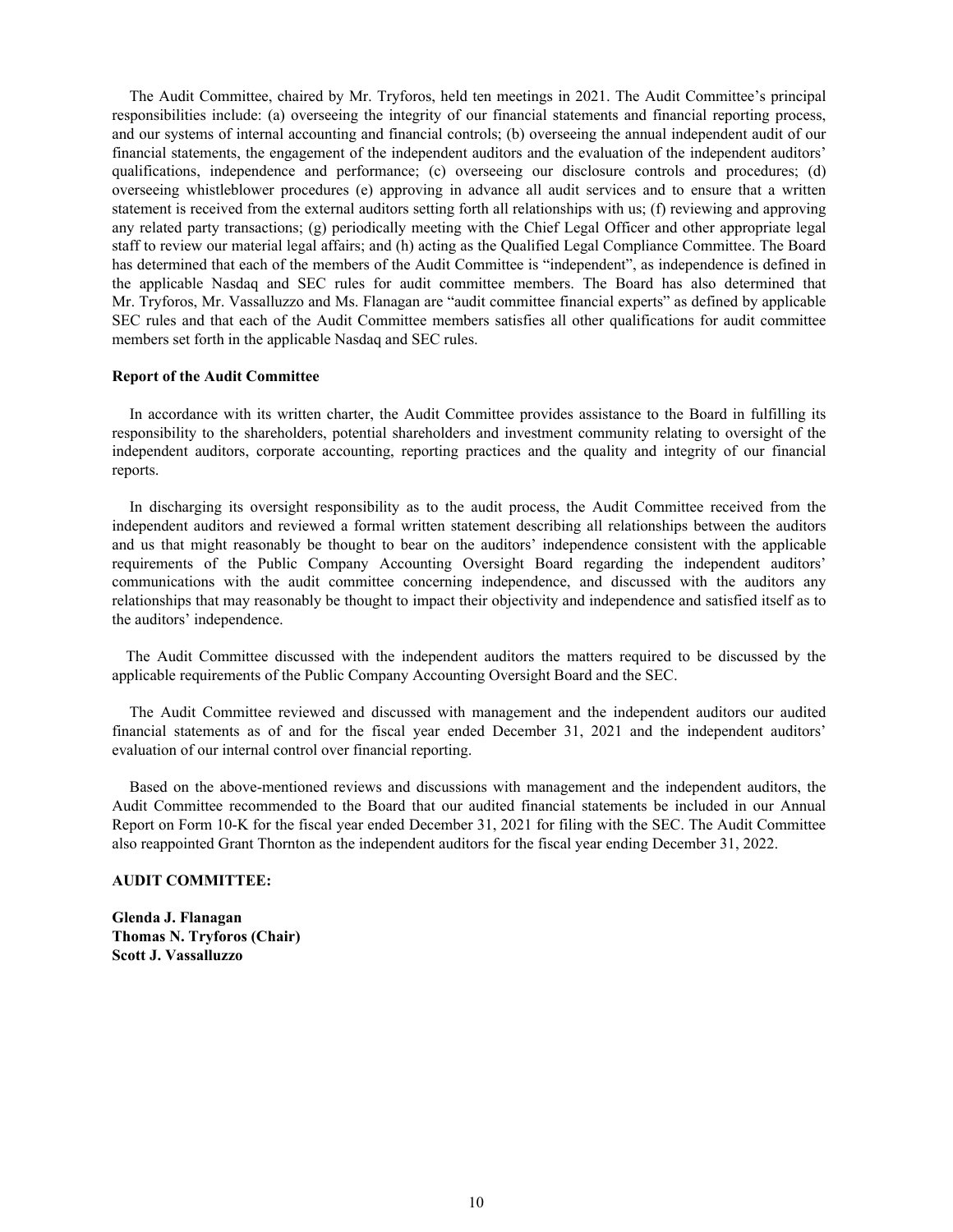The Audit Committee, chaired by Mr. Tryforos, held ten meetings in 2021. The Audit Committee's principal responsibilities include: (a) overseeing the integrity of our financial statements and financial reporting process, and our systems of internal accounting and financial controls; (b) overseeing the annual independent audit of our financial statements, the engagement of the independent auditors and the evaluation of the independent auditors' qualifications, independence and performance; (c) overseeing our disclosure controls and procedures; (d) overseeing whistleblower procedures (e) approving in advance all audit services and to ensure that a written statement is received from the external auditors setting forth all relationships with us; (f) reviewing and approving any related party transactions; (g) periodically meeting with the Chief Legal Officer and other appropriate legal staff to review our material legal affairs; and (h) acting as the Qualified Legal Compliance Committee. The Board has determined that each of the members of the Audit Committee is "independent", as independence is defined in the applicable Nasdaq and SEC rules for audit committee members. The Board has also determined that Mr. Tryforos, Mr. Vassalluzzo and Ms. Flanagan are "audit committee financial experts" as defined by applicable SEC rules and that each of the Audit Committee members satisfies all other qualifications for audit committee members set forth in the applicable Nasdaq and SEC rules.

**Report of the Audit Committee**

In accordance with its written charter, the Audit Committee provides assistance to the Board in fulfilling its responsibility to the shareholders, potential shareholders and investment community relating to oversight of the independent auditors, corporate accounting, reporting practices and the quality and integrity of our financial reports.

In discharging its oversight responsibility as to the audit process, the Audit Committee received from the independent auditors and reviewed a formal written statement describing all relationships between the auditors and us that might reasonably be thought to bear on the auditors' independence consistent with the applicable requirements of the Public Company Accounting Oversight Board regarding the independent auditors' communications with the audit committee concerning independence, and discussed with the auditors any relationships that may reasonably be thought to impact their objectivity and independence and satisfied itself as to the auditors' independence.

The Audit Committee discussed with the independent auditors the matters required to be discussed by the applicable requirements of the Public Company Accounting Oversight Board and the SEC.

The Audit Committee reviewed and discussed with management and the independent auditors our audited financial statements as of and for the fiscal year ended December 31, 2021 and the independent auditors' evaluation of our internal control over financial reporting.

Based on the above-mentioned reviews and discussions with management and the independent auditors, the Audit Committee recommended to the Board that our audited financial statements be included in our Annual Report on Form 10-K for the fiscal year ended December 31, 2021 for filing with the SEC. The Audit Committee also reappointed Grant Thornton as the independent auditors for the fiscal year ending December 31, 2022.

**AUDIT COMMITTEE:**

**Glenda J. Flanagan**
**Thomas N. Tryforos (Chair)**
**Scott J. Vassalluzzo**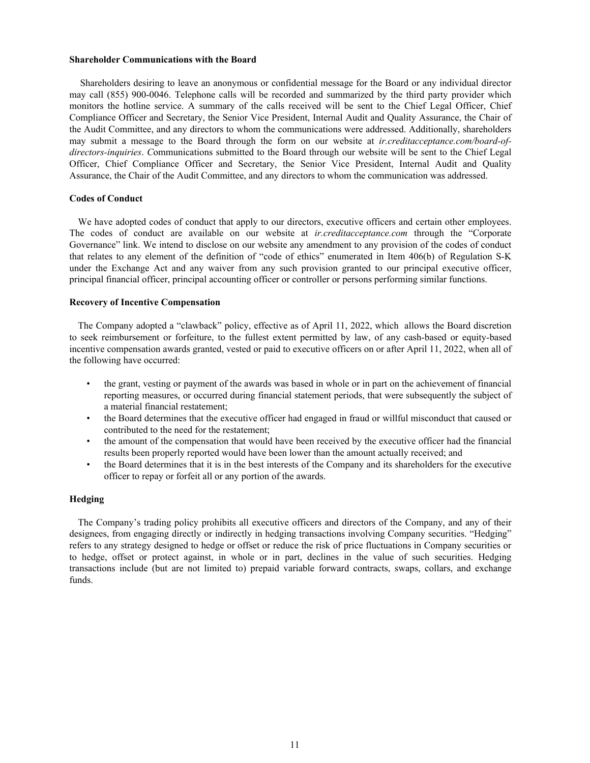**Shareholder Communications with the Board**

Shareholders desiring to leave an anonymous or confidential message for the Board or any individual director may call (855) 900-0046. Telephone calls will be recorded and summarized by the third party provider which monitors the hotline service. A summary of the calls received will be sent to the Chief Legal Officer, Chief Compliance Officer and Secretary, the Senior Vice President, Internal Audit and Quality Assurance, the Chair of the Audit Committee, and any directors to whom the communications were addressed. Additionally, shareholders may submit a message to the Board through the form on our website at *ir.creditacceptance.com/board-of-directors-inquiries*. *C*ommunications submitted to the Board through our website will be sent to the Chief Legal Officer, Chief Compliance Officer and Secretary, the Senior Vice President, Internal Audit and Quality Assurance, the Chair of the Audit Committee, and any directors to whom the communication was addressed.

**Codes of Conduct**

We have adopted codes of conduct that apply to our directors, executive officers and certain other employees. The codes of conduct are available on our website at *ir.creditacceptance.com* through the "Corporate Governance" link. We intend to disclose on our website any amendment to any provision of the codes of conduct that relates to any element of the definition of "code of ethics" enumerated in Item 406(b) of Regulation S-K under the Exchange Act and any waiver from any such provision granted to our principal executive officer, principal financial officer, principal accounting officer or controller or persons performing similar functions.

**Recovery of Incentive Compensation**

The Company adopted a "clawback" policy, effective as of April 11, 2022, which allows the Board discretion to seek reimbursement or forfeiture, to the fullest extent permitted by law, of any cash-based or equity-based incentive compensation awards granted, vested or paid to executive officers on or after April 11, 2022, when all of the following have occurred:

- the grant, vesting or payment of the awards was based in whole or in part on the achievement of financial reporting measures, or occurred during financial statement periods, that were subsequently the subject of a material financial restatement;
- the Board determines that the executive officer had engaged in fraud or willful misconduct that caused or contributed to the need for the restatement;
- the amount of the compensation that would have been received by the executive officer had the financial results been properly reported would have been lower than the amount actually received; and
- the Board determines that it is in the best interests of the Company and its shareholders for the executive officer to repay or forfeit all or any portion of the awards.

**Hedging**

The Company's trading policy prohibits all executive officers and directors of the Company, and any of their designees, from engaging directly or indirectly in hedging transactions involving Company securities. "Hedging" refers to any strategy designed to hedge or offset or reduce the risk of price fluctuations in Company securities or to hedge, offset or protect against, in whole or in part, declines in the value of such securities. Hedging transactions include (but are not limited to) prepaid variable forward contracts, swaps, collars, and exchange funds.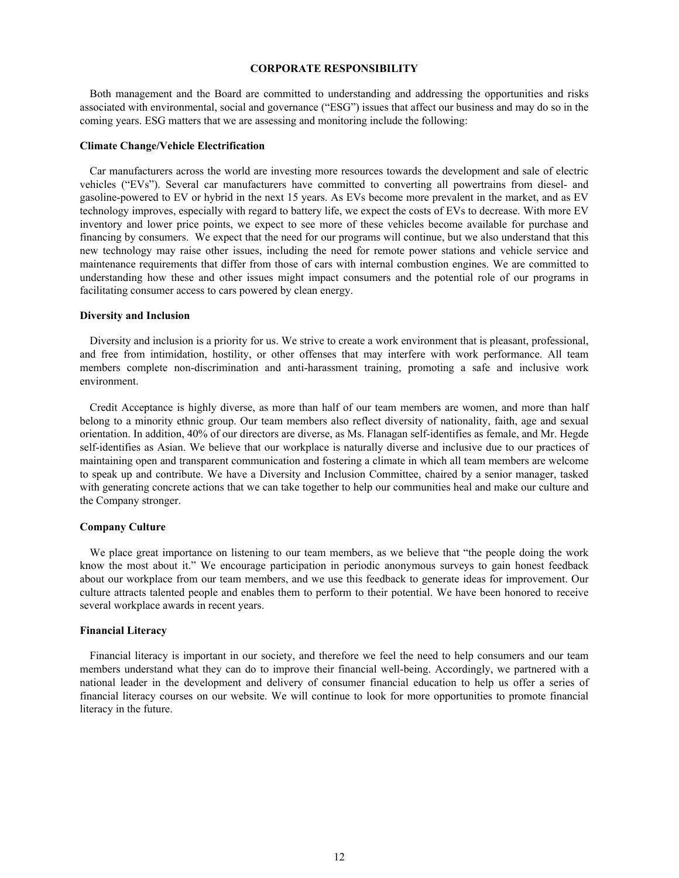## CORPORATE RESPONSIBILITY

Both management and the Board are committed to understanding and addressing the opportunities and risks associated with environmental, social and governance ("ESG") issues that affect our business and may do so in the coming years. ESG matters that we are assessing and monitoring include the following:

**Climate Change/Vehicle Electrification**

Car manufacturers across the world are investing more resources towards the development and sale of electric vehicles ("EVs"). Several car manufacturers have committed to converting all powertrains from diesel- and gasoline-powered to EV or hybrid in the next 15 years. As EVs become more prevalent in the market, and as EV technology improves, especially with regard to battery life, we expect the costs of EVs to decrease. With more EV inventory and lower price points, we expect to see more of these vehicles become available for purchase and financing by consumers. We expect that the need for our programs will continue, but we also understand that this new technology may raise other issues, including the need for remote power stations and vehicle service and maintenance requirements that differ from those of cars with internal combustion engines. We are committed to understanding how these and other issues might impact consumers and the potential role of our programs in facilitating consumer access to cars powered by clean energy.

**Diversity and Inclusion**

Diversity and inclusion is a priority for us. We strive to create a work environment that is pleasant, professional, and free from intimidation, hostility, or other offenses that may interfere with work performance. All team members complete non-discrimination and anti-harassment training, promoting a safe and inclusive work environment.

Credit Acceptance is highly diverse, as more than half of our team members are women, and more than half belong to a minority ethnic group. Our team members also reflect diversity of nationality, faith, age and sexual orientation. In addition, 40% of our directors are diverse, as Ms. Flanagan self-identifies as female, and Mr. Hegde self-identifies as Asian. We believe that our workplace is naturally diverse and inclusive due to our practices of maintaining open and transparent communication and fostering a climate in which all team members are welcome to speak up and contribute. We have a Diversity and Inclusion Committee, chaired by a senior manager, tasked with generating concrete actions that we can take together to help our communities heal and make our culture and the Company stronger.

**Company Culture**

We place great importance on listening to our team members, as we believe that "the people doing the work know the most about it." We encourage participation in periodic anonymous surveys to gain honest feedback about our workplace from our team members, and we use this feedback to generate ideas for improvement. Our culture attracts talented people and enables them to perform to their potential. We have been honored to receive several workplace awards in recent years.

**Financial Literacy**

Financial literacy is important in our society, and therefore we feel the need to help consumers and our team members understand what they can do to improve their financial well-being. Accordingly, we partnered with a national leader in the development and delivery of consumer financial education to help us offer a series of financial literacy courses on our website. We will continue to look for more opportunities to promote financial literacy in the future.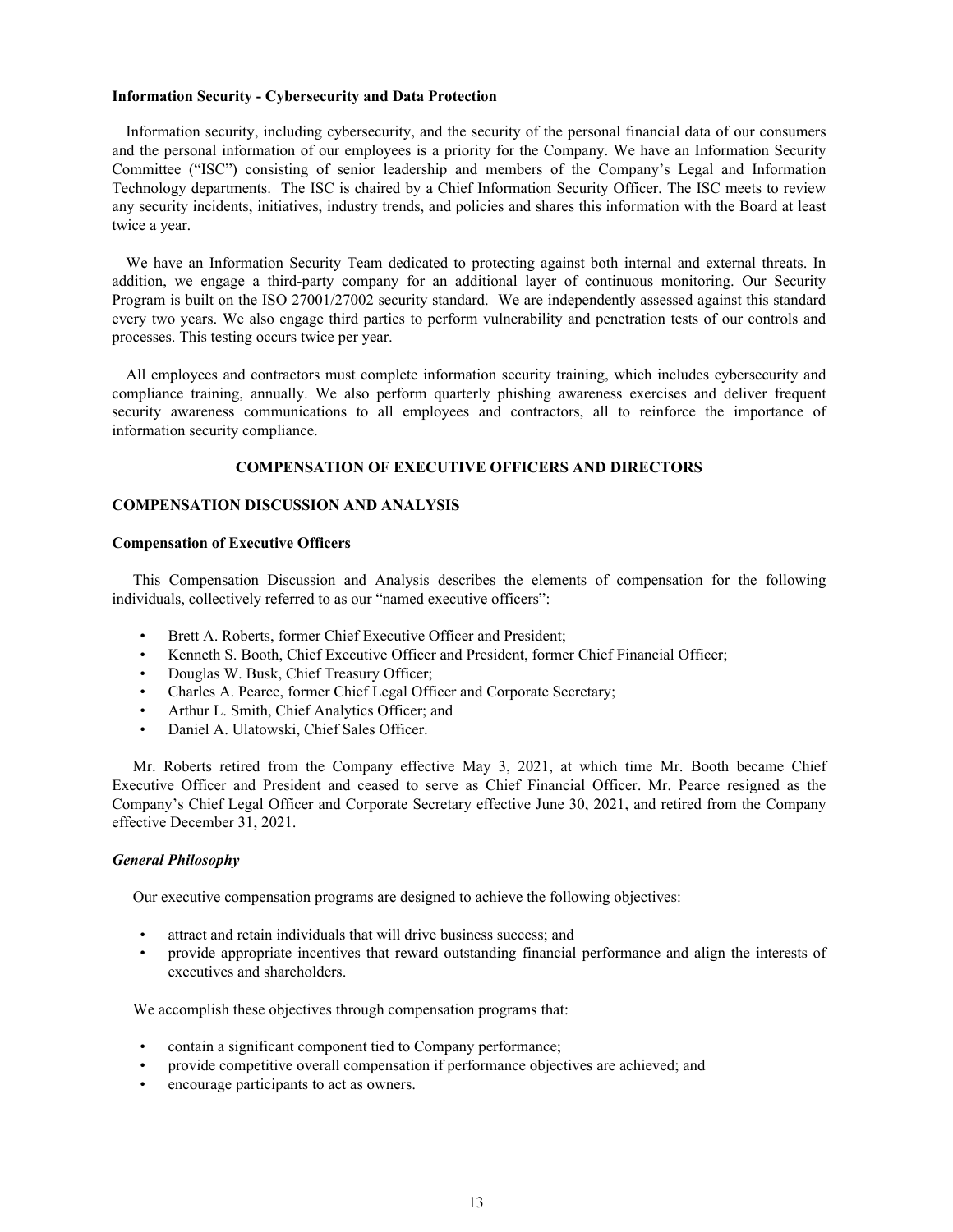**Information Security - Cybersecurity and Data Protection**

Information security, including cybersecurity, and the security of the personal financial data of our consumers and the personal information of our employees is a priority for the Company. We have an Information Security Committee ("ISC") consisting of senior leadership and members of the Company's Legal and Information Technology departments. The ISC is chaired by a Chief Information Security Officer. The ISC meets to review any security incidents, initiatives, industry trends, and policies and shares this information with the Board at least twice a year.

We have an Information Security Team dedicated to protecting against both internal and external threats. In addition, we engage a third-party company for an additional layer of continuous monitoring. Our Security Program is built on the ISO 27001/27002 security standard. We are independently assessed against this standard every two years. We also engage third parties to perform vulnerability and penetration tests of our controls and processes. This testing occurs twice per year.

All employees and contractors must complete information security training, which includes cybersecurity and compliance training, annually. We also perform quarterly phishing awareness exercises and deliver frequent security awareness communications to all employees and contractors, all to reinforce the importance of information security compliance.

## COMPENSATION OF EXECUTIVE OFFICERS AND DIRECTORS

### COMPENSATION DISCUSSION AND ANALYSIS

**Compensation of Executive Officers**

This Compensation Discussion and Analysis describes the elements of compensation for the following individuals, collectively referred to as our "named executive officers":

- Brett A. Roberts, former Chief Executive Officer and President;
- Kenneth S. Booth, Chief Executive Officer and President, former Chief Financial Officer;
- Douglas W. Busk, Chief Treasury Officer;
- Charles A. Pearce, former Chief Legal Officer and Corporate Secretary;
- Arthur L. Smith, Chief Analytics Officer; and
- Daniel A. Ulatowski, Chief Sales Officer.

Mr. Roberts retired from the Company effective May 3, 2021, at which time Mr. Booth became Chief Executive Officer and President and ceased to serve as Chief Financial Officer. Mr. Pearce resigned as the Company's Chief Legal Officer and Corporate Secretary effective June 30, 2021, and retired from the Company effective December 31, 2021.

***General Philosophy***

Our executive compensation programs are designed to achieve the following objectives:

- attract and retain individuals that will drive business success; and
- provide appropriate incentives that reward outstanding financial performance and align the interests of executives and shareholders.

We accomplish these objectives through compensation programs that:

- contain a significant component tied to Company performance;
- provide competitive overall compensation if performance objectives are achieved; and
- encourage participants to act as owners.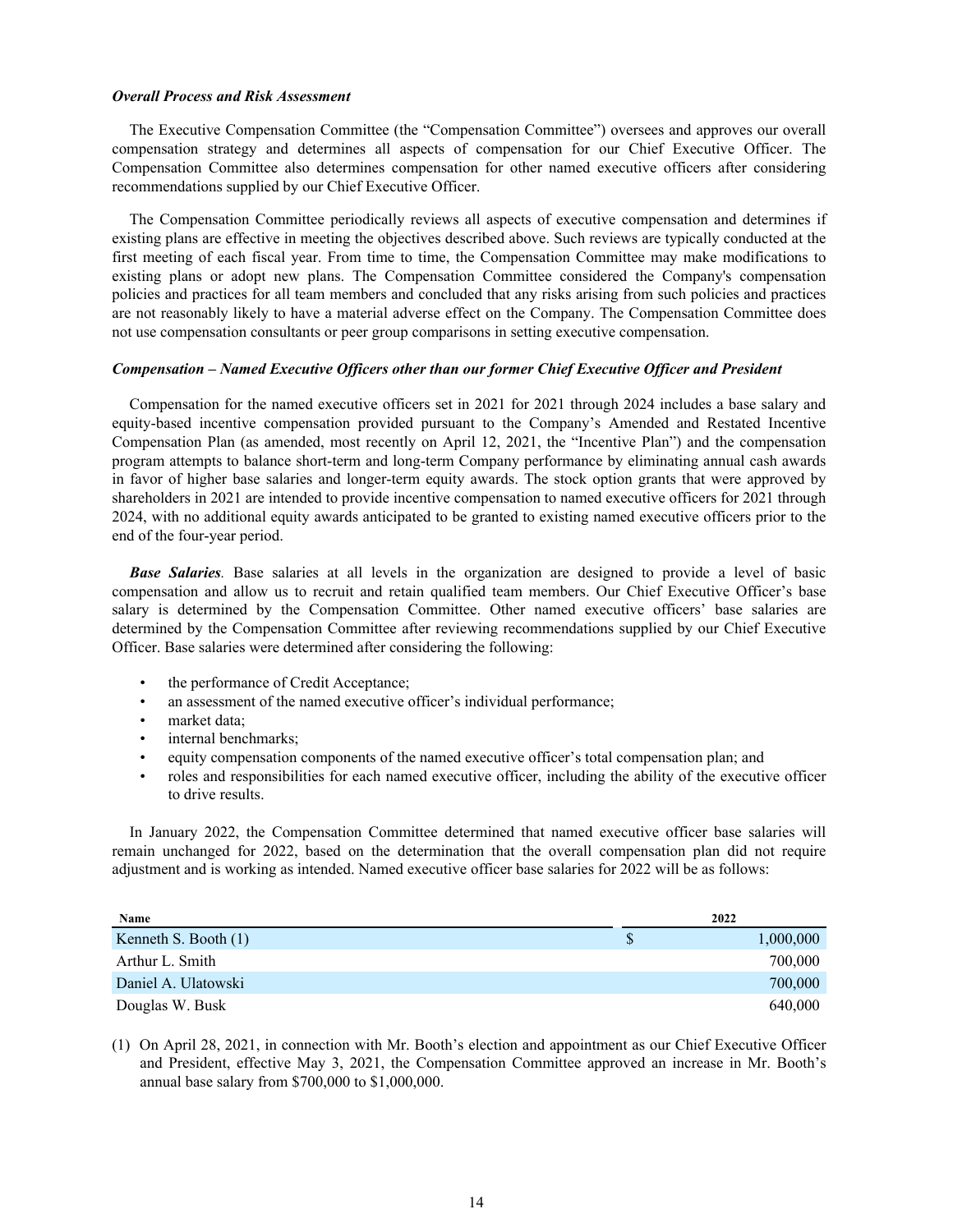***Overall Process and Risk Assessment***

The Executive Compensation Committee (the "Compensation Committee") oversees and approves our overall compensation strategy and determines all aspects of compensation for our Chief Executive Officer. The Compensation Committee also determines compensation for other named executive officers after considering recommendations supplied by our Chief Executive Officer.

The Compensation Committee periodically reviews all aspects of executive compensation and determines if existing plans are effective in meeting the objectives described above. Such reviews are typically conducted at the first meeting of each fiscal year. From time to time, the Compensation Committee may make modifications to existing plans or adopt new plans. The Compensation Committee considered the Company's compensation policies and practices for all team members and concluded that any risks arising from such policies and practices are not reasonably likely to have a material adverse effect on the Company. The Compensation Committee does not use compensation consultants or peer group comparisons in setting executive compensation.

***Compensation – Named Executive Officers other than our former Chief Executive Officer and President***

Compensation for the named executive officers set in 2021 for 2021 through 2024 includes a base salary and equity-based incentive compensation provided pursuant to the Company's Amended and Restated Incentive Compensation Plan (as amended, most recently on April 12, 2021, the "Incentive Plan") and the compensation program attempts to balance short-term and long-term Company performance by eliminating annual cash awards in favor of higher base salaries and longer-term equity awards. The stock option grants that were approved by shareholders in 2021 are intended to provide incentive compensation to named executive officers for 2021 through 2024, with no additional equity awards anticipated to be granted to existing named executive officers prior to the end of the four-year period.

***Base Salaries****.* Base salaries at all levels in the organization are designed to provide a level of basic compensation and allow us to recruit and retain qualified team members. Our Chief Executive Officer's base salary is determined by the Compensation Committee. Other named executive officers' base salaries are determined by the Compensation Committee after reviewing recommendations supplied by our Chief Executive Officer. Base salaries were determined after considering the following:

- the performance of Credit Acceptance;
- an assessment of the named executive officer's individual performance;
- market data;
- internal benchmarks;
- equity compensation components of the named executive officer's total compensation plan; and
- roles and responsibilities for each named executive officer, including the ability of the executive officer to drive results.

In January 2022, the Compensation Committee determined that named executive officer base salaries will remain unchanged for 2022, based on the determination that the overall compensation plan did not require adjustment and is working as intended. Named executive officer base salaries for 2022 will be as follows:

| Name | 2022 |
|---|---|
| Kenneth S. Booth (1) | $ 1,000,000 |
| Arthur L. Smith | 700,000 |
| Daniel A. Ulatowski | 700,000 |
| Douglas W. Busk | 640,000 |

(1) On April 28, 2021, in connection with Mr. Booth's election and appointment as our Chief Executive Officer and President, effective May 3, 2021, the Compensation Committee approved an increase in Mr. Booth's annual base salary from $700,000 to $1,000,000.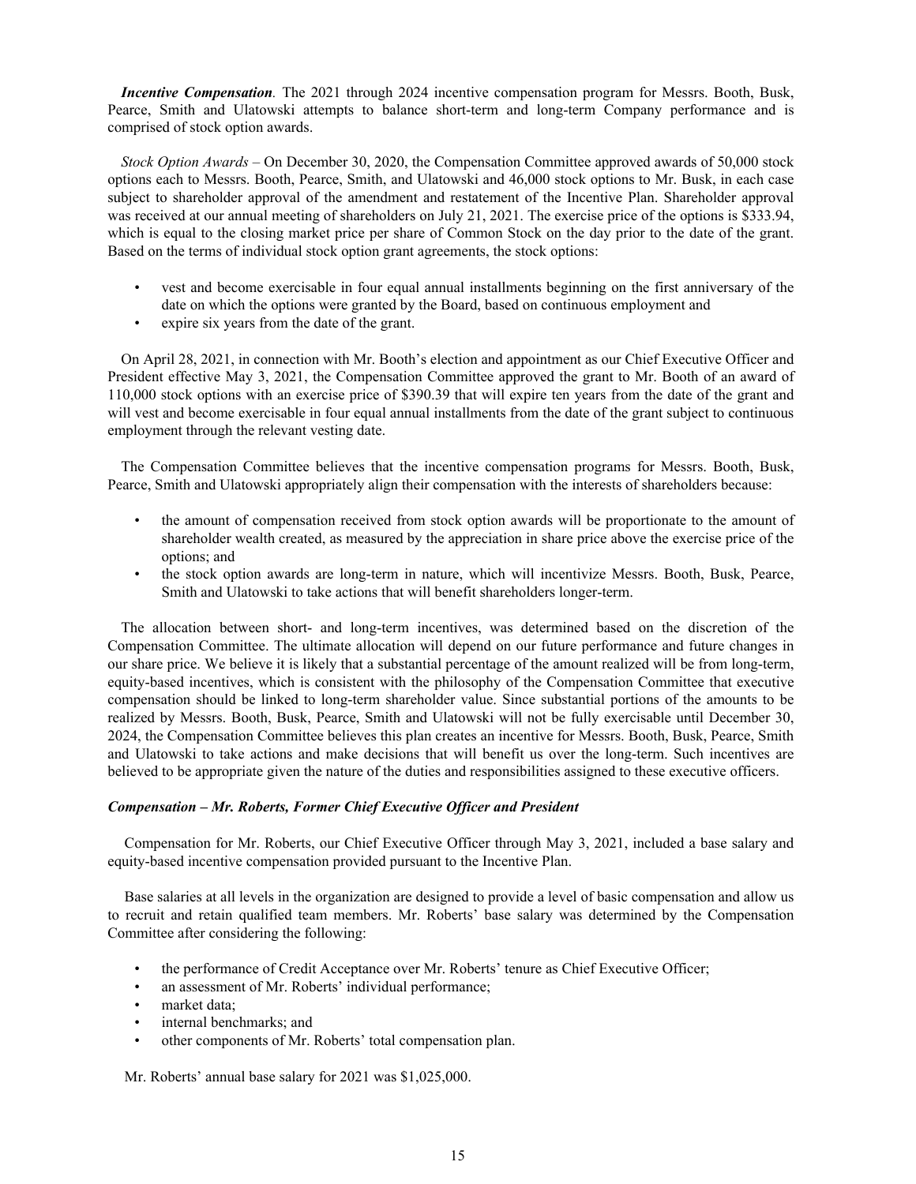***Incentive Compensation**.* The 2021 through 2024 incentive compensation program for Messrs. Booth, Busk, Pearce, Smith and Ulatowski attempts to balance short-term and long-term Company performance and is comprised of stock option awards.

*Stock Option Awards* – On December 30, 2020, the Compensation Committee approved awards of 50,000 stock options each to Messrs. Booth, Pearce, Smith, and Ulatowski and 46,000 stock options to Mr. Busk, in each case subject to shareholder approval of the amendment and restatement of the Incentive Plan. Shareholder approval was received at our annual meeting of shareholders on July 21, 2021. The exercise price of the options is $333.94, which is equal to the closing market price per share of Common Stock on the day prior to the date of the grant. Based on the terms of individual stock option grant agreements, the stock options:

- vest and become exercisable in four equal annual installments beginning on the first anniversary of the date on which the options were granted by the Board, based on continuous employment and
- expire six years from the date of the grant.

On April 28, 2021, in connection with Mr. Booth's election and appointment as our Chief Executive Officer and President effective May 3, 2021, the Compensation Committee approved the grant to Mr. Booth of an award of 110,000 stock options with an exercise price of $390.39 that will expire ten years from the date of the grant and will vest and become exercisable in four equal annual installments from the date of the grant subject to continuous employment through the relevant vesting date.

The Compensation Committee believes that the incentive compensation programs for Messrs. Booth, Busk, Pearce, Smith and Ulatowski appropriately align their compensation with the interests of shareholders because:

- the amount of compensation received from stock option awards will be proportionate to the amount of shareholder wealth created, as measured by the appreciation in share price above the exercise price of the options; and
- the stock option awards are long-term in nature, which will incentivize Messrs. Booth, Busk, Pearce, Smith and Ulatowski to take actions that will benefit shareholders longer-term.

The allocation between short- and long-term incentives, was determined based on the discretion of the Compensation Committee. The ultimate allocation will depend on our future performance and future changes in our share price. We believe it is likely that a substantial percentage of the amount realized will be from long-term, equity-based incentives, which is consistent with the philosophy of the Compensation Committee that executive compensation should be linked to long-term shareholder value. Since substantial portions of the amounts to be realized by Messrs. Booth, Busk, Pearce, Smith and Ulatowski will not be fully exercisable until December 30, 2024, the Compensation Committee believes this plan creates an incentive for Messrs. Booth, Busk, Pearce, Smith and Ulatowski to take actions and make decisions that will benefit us over the long-term. Such incentives are believed to be appropriate given the nature of the duties and responsibilities assigned to these executive officers.

### *Compensation – Mr. Roberts, Former Chief Executive Officer and President*

Compensation for Mr. Roberts, our Chief Executive Officer through May 3, 2021, included a base salary and equity-based incentive compensation provided pursuant to the Incentive Plan.

Base salaries at all levels in the organization are designed to provide a level of basic compensation and allow us to recruit and retain qualified team members. Mr. Roberts' base salary was determined by the Compensation Committee after considering the following:

- the performance of Credit Acceptance over Mr. Roberts' tenure as Chief Executive Officer;
- an assessment of Mr. Roberts' individual performance;
- market data;
- internal benchmarks; and
- other components of Mr. Roberts' total compensation plan.

Mr. Roberts' annual base salary for 2021 was $1,025,000.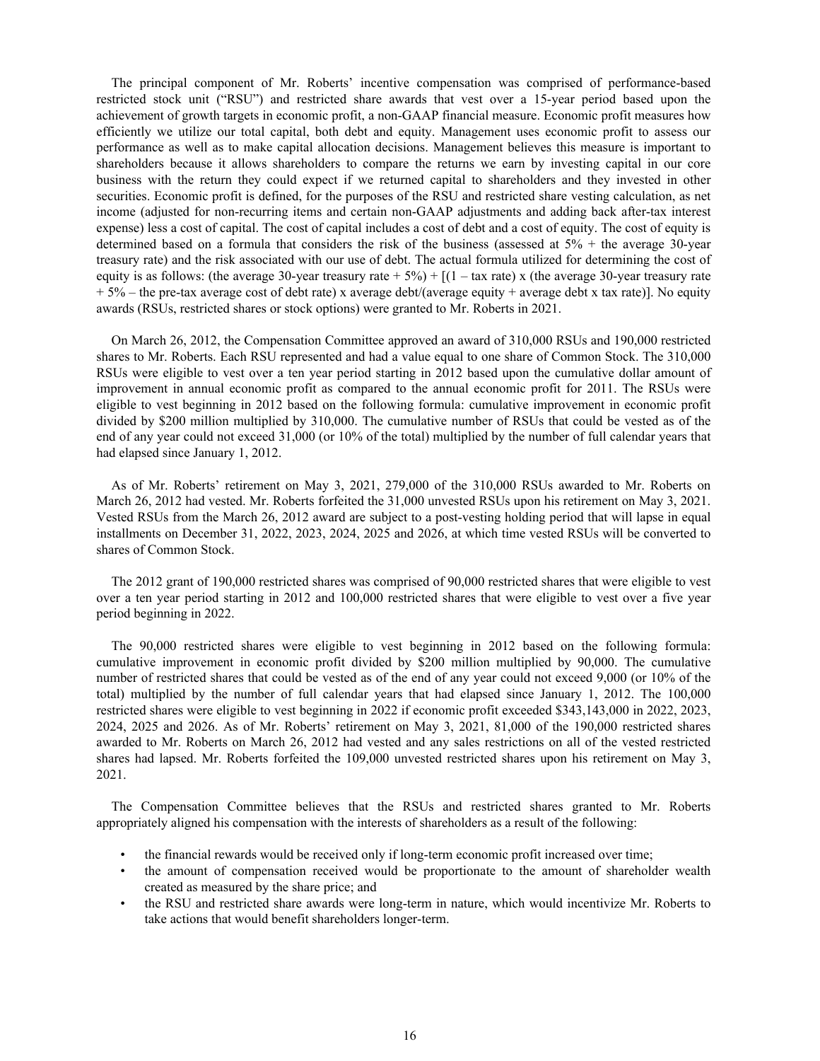The principal component of Mr. Roberts' incentive compensation was comprised of performance-based restricted stock unit ("RSU") and restricted share awards that vest over a 15-year period based upon the achievement of growth targets in economic profit, a non-GAAP financial measure. Economic profit measures how efficiently we utilize our total capital, both debt and equity. Management uses economic profit to assess our performance as well as to make capital allocation decisions. Management believes this measure is important to shareholders because it allows shareholders to compare the returns we earn by investing capital in our core business with the return they could expect if we returned capital to shareholders and they invested in other securities. Economic profit is defined, for the purposes of the RSU and restricted share vesting calculation, as net income (adjusted for non-recurring items and certain non-GAAP adjustments and adding back after-tax interest expense) less a cost of capital. The cost of capital includes a cost of debt and a cost of equity. The cost of equity is determined based on a formula that considers the risk of the business (assessed at 5% + the average 30-year treasury rate) and the risk associated with our use of debt. The actual formula utilized for determining the cost of equity is as follows: (the average 30-year treasury rate + 5%) + [(1 – tax rate) x (the average 30-year treasury rate + 5% – the pre-tax average cost of debt rate) x average debt/(average equity + average debt x tax rate)]. No equity awards (RSUs, restricted shares or stock options) were granted to Mr. Roberts in 2021.

On March 26, 2012, the Compensation Committee approved an award of 310,000 RSUs and 190,000 restricted shares to Mr. Roberts. Each RSU represented and had a value equal to one share of Common Stock. The 310,000 RSUs were eligible to vest over a ten year period starting in 2012 based upon the cumulative dollar amount of improvement in annual economic profit as compared to the annual economic profit for 2011. The RSUs were eligible to vest beginning in 2012 based on the following formula: cumulative improvement in economic profit divided by $200 million multiplied by 310,000. The cumulative number of RSUs that could be vested as of the end of any year could not exceed 31,000 (or 10% of the total) multiplied by the number of full calendar years that had elapsed since January 1, 2012.

As of Mr. Roberts' retirement on May 3, 2021, 279,000 of the 310,000 RSUs awarded to Mr. Roberts on March 26, 2012 had vested. Mr. Roberts forfeited the 31,000 unvested RSUs upon his retirement on May 3, 2021. Vested RSUs from the March 26, 2012 award are subject to a post-vesting holding period that will lapse in equal installments on December 31, 2022, 2023, 2024, 2025 and 2026, at which time vested RSUs will be converted to shares of Common Stock.

The 2012 grant of 190,000 restricted shares was comprised of 90,000 restricted shares that were eligible to vest over a ten year period starting in 2012 and 100,000 restricted shares that were eligible to vest over a five year period beginning in 2022.

The 90,000 restricted shares were eligible to vest beginning in 2012 based on the following formula: cumulative improvement in economic profit divided by $200 million multiplied by 90,000. The cumulative number of restricted shares that could be vested as of the end of any year could not exceed 9,000 (or 10% of the total) multiplied by the number of full calendar years that had elapsed since January 1, 2012. The 100,000 restricted shares were eligible to vest beginning in 2022 if economic profit exceeded $343,143,000 in 2022, 2023, 2024, 2025 and 2026. As of Mr. Roberts' retirement on May 3, 2021, 81,000 of the 190,000 restricted shares awarded to Mr. Roberts on March 26, 2012 had vested and any sales restrictions on all of the vested restricted shares had lapsed. Mr. Roberts forfeited the 109,000 unvested restricted shares upon his retirement on May 3, 2021.

The Compensation Committee believes that the RSUs and restricted shares granted to Mr. Roberts appropriately aligned his compensation with the interests of shareholders as a result of the following:

- the financial rewards would be received only if long-term economic profit increased over time;
- the amount of compensation received would be proportionate to the amount of shareholder wealth created as measured by the share price; and
- the RSU and restricted share awards were long-term in nature, which would incentivize Mr. Roberts to take actions that would benefit shareholders longer-term.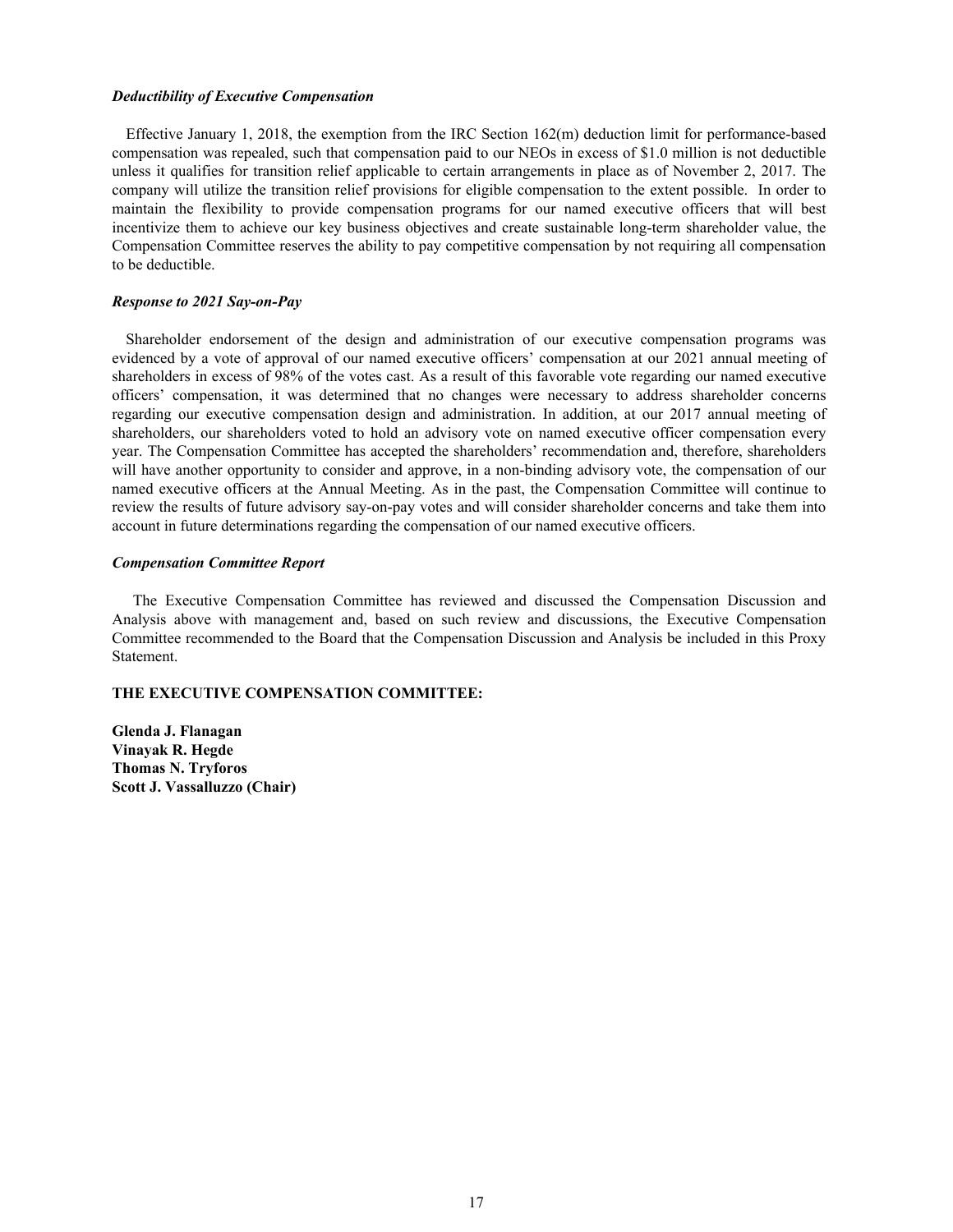***Deductibility of Executive Compensation***

Effective January 1, 2018, the exemption from the IRC Section 162(m) deduction limit for performance-based compensation was repealed, such that compensation paid to our NEOs in excess of $1.0 million is not deductible unless it qualifies for transition relief applicable to certain arrangements in place as of November 2, 2017. The company will utilize the transition relief provisions for eligible compensation to the extent possible. In order to maintain the flexibility to provide compensation programs for our named executive officers that will best incentivize them to achieve our key business objectives and create sustainable long-term shareholder value, the Compensation Committee reserves the ability to pay competitive compensation by not requiring all compensation to be deductible.

***Response to 2021 Say-on-Pay***

Shareholder endorsement of the design and administration of our executive compensation programs was evidenced by a vote of approval of our named executive officers' compensation at our 2021 annual meeting of shareholders in excess of 98% of the votes cast. As a result of this favorable vote regarding our named executive officers' compensation, it was determined that no changes were necessary to address shareholder concerns regarding our executive compensation design and administration. In addition, at our 2017 annual meeting of shareholders, our shareholders voted to hold an advisory vote on named executive officer compensation every year. The Compensation Committee has accepted the shareholders' recommendation and, therefore, shareholders will have another opportunity to consider and approve, in a non-binding advisory vote, the compensation of our named executive officers at the Annual Meeting. As in the past, the Compensation Committee will continue to review the results of future advisory say-on-pay votes and will consider shareholder concerns and take them into account in future determinations regarding the compensation of our named executive officers.

***Compensation Committee Report***

The Executive Compensation Committee has reviewed and discussed the Compensation Discussion and Analysis above with management and, based on such review and discussions, the Executive Compensation Committee recommended to the Board that the Compensation Discussion and Analysis be included in this Proxy Statement.

**THE EXECUTIVE COMPENSATION COMMITTEE:**

**Glenda J. Flanagan**
**Vinayak R. Hegde**
**Thomas N. Tryforos**
**Scott J. Vassalluzzo (Chair)**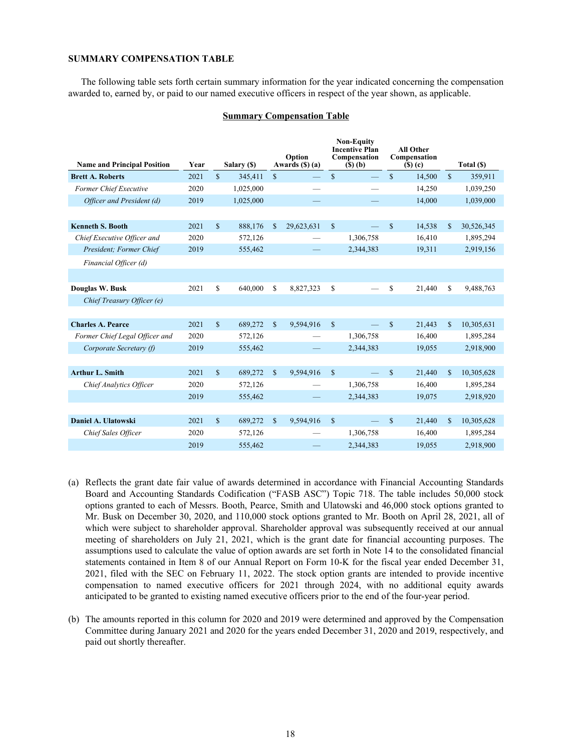### SUMMARY COMPENSATION TABLE

The following table sets forth certain summary information for the year indicated concerning the compensation awarded to, earned by, or paid to our named executive officers in respect of the year shown, as applicable.

**Summary Compensation Table**

| Name and Principal Position | Year | Salary ($) | Option Awards ($) (a) | Non-Equity Incentive Plan Compensation ($) (b) | All Other Compensation ($) (c) | Total ($) |
|---|---|---|---|---|---|---|
| **Brett A. Roberts** | 2021 | $ 345,411 | $ — | $ — | $ 14,500 | $ 359,911 |
| *Former Chief Executive* | 2020 | 1,025,000 | — | — | 14,250 | 1,039,250 |
| *Officer and President (d)* | 2019 | 1,025,000 | — | — | 14,000 | 1,039,000 |
| | | | | | | |
| **Kenneth S. Booth** | 2021 | $ 888,176 | $ 29,623,631 | $ — | $ 14,538 | $ 30,526,345 |
| *Chief Executive Officer and* | 2020 | 572,126 | — | 1,306,758 | 16,410 | 1,895,294 |
| *President; Former Chief* | 2019 | 555,462 | — | 2,344,383 | 19,311 | 2,919,156 |
| *Financial Officer (d)* | | | | | | |
| | | | | | | |
| **Douglas W. Busk** | 2021 | $ 640,000 | $ 8,827,323 | $ — | $ 21,440 | $ 9,488,763 |
| *Chief Treasury Officer (e)* | | | | | | |
| | | | | | | |
| **Charles A. Pearce** | 2021 | $ 689,272 | $ 9,594,916 | $ — | $ 21,443 | $ 10,305,631 |
| *Former Chief Legal Officer and* | 2020 | 572,126 | — | 1,306,758 | 16,400 | 1,895,284 |
| *Corporate Secretary (f)* | 2019 | 555,462 | — | 2,344,383 | 19,055 | 2,918,900 |
| | | | | | | |
| **Arthur L. Smith** | 2021 | $ 689,272 | $ 9,594,916 | $ — | $ 21,440 | $ 10,305,628 |
| *Chief Analytics Officer* | 2020 | 572,126 | — | 1,306,758 | 16,400 | 1,895,284 |
| | 2019 | 555,462 | — | 2,344,383 | 19,075 | 2,918,920 |
| | | | | | | |
| **Daniel A. Ulatowski** | 2021 | $ 689,272 | $ 9,594,916 | $ — | $ 21,440 | $ 10,305,628 |
| *Chief Sales Officer* | 2020 | 572,126 | — | 1,306,758 | 16,400 | 1,895,284 |
| | 2019 | 555,462 | — | 2,344,383 | 19,055 | 2,918,900 |

(a) Reflects the grant date fair value of awards determined in accordance with Financial Accounting Standards Board and Accounting Standards Codification ("FASB ASC") Topic 718. The table includes 50,000 stock options granted to each of Messrs. Booth, Pearce, Smith and Ulatowski and 46,000 stock options granted to Mr. Busk on December 30, 2020, and 110,000 stock options granted to Mr. Booth on April 28, 2021, all of which were subject to shareholder approval. Shareholder approval was subsequently received at our annual meeting of shareholders on July 21, 2021, which is the grant date for financial accounting purposes. The assumptions used to calculate the value of option awards are set forth in Note 14 to the consolidated financial statements contained in Item 8 of our Annual Report on Form 10-K for the fiscal year ended December 31, 2021, filed with the SEC on February 11, 2022. The stock option grants are intended to provide incentive compensation to named executive officers for 2021 through 2024, with no additional equity awards anticipated to be granted to existing named executive officers prior to the end of the four-year period.

(b) The amounts reported in this column for 2020 and 2019 were determined and approved by the Compensation Committee during January 2021 and 2020 for the years ended December 31, 2020 and 2019, respectively, and paid out shortly thereafter.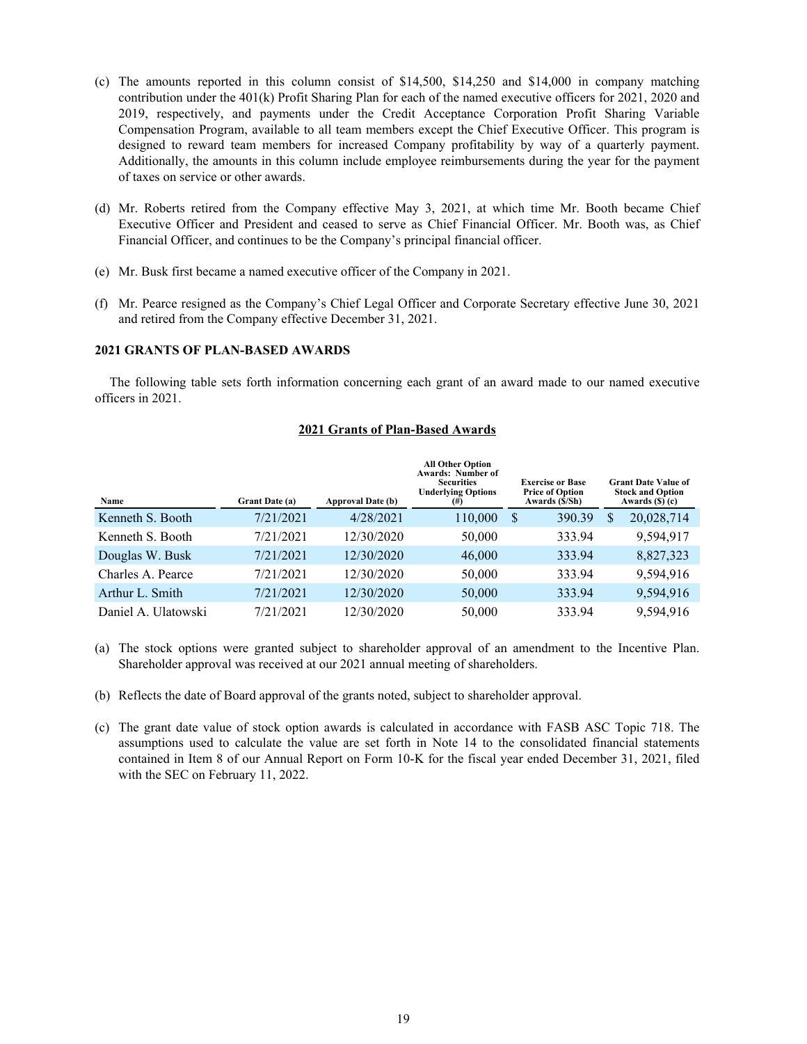(c) The amounts reported in this column consist of $14,500, $14,250 and $14,000 in company matching contribution under the 401(k) Profit Sharing Plan for each of the named executive officers for 2021, 2020 and 2019, respectively, and payments under the Credit Acceptance Corporation Profit Sharing Variable Compensation Program, available to all team members except the Chief Executive Officer. This program is designed to reward team members for increased Company profitability by way of a quarterly payment. Additionally, the amounts in this column include employee reimbursements during the year for the payment of taxes on service or other awards.

(d) Mr. Roberts retired from the Company effective May 3, 2021, at which time Mr. Booth became Chief Executive Officer and President and ceased to serve as Chief Financial Officer. Mr. Booth was, as Chief Financial Officer, and continues to be the Company's principal financial officer.

(e) Mr. Busk first became a named executive officer of the Company in 2021.

(f) Mr. Pearce resigned as the Company's Chief Legal Officer and Corporate Secretary effective June 30, 2021 and retired from the Company effective December 31, 2021.

### 2021 GRANTS OF PLAN-BASED AWARDS

The following table sets forth information concerning each grant of an award made to our named executive officers in 2021.

**2021 Grants of Plan-Based Awards**

| Name | Grant Date (a) | Approval Date (b) | All Other Option Awards: Number of Securities Underlying Options (#) | Exercise or Base Price of Option Awards ($/Sh) | Grant Date Value of Stock and Option Awards ($) (c) |
|---|---|---|---|---|---|
| Kenneth S. Booth | 7/21/2021 | 4/28/2021 | 110,000 | $ 390.39 | $ 20,028,714 |
| Kenneth S. Booth | 7/21/2021 | 12/30/2020 | 50,000 | 333.94 | 9,594,917 |
| Douglas W. Busk | 7/21/2021 | 12/30/2020 | 46,000 | 333.94 | 8,827,323 |
| Charles A. Pearce | 7/21/2021 | 12/30/2020 | 50,000 | 333.94 | 9,594,916 |
| Arthur L. Smith | 7/21/2021 | 12/30/2020 | 50,000 | 333.94 | 9,594,916 |
| Daniel A. Ulatowski | 7/21/2021 | 12/30/2020 | 50,000 | 333.94 | 9,594,916 |

(a) The stock options were granted subject to shareholder approval of an amendment to the Incentive Plan. Shareholder approval was received at our 2021 annual meeting of shareholders.

(b) Reflects the date of Board approval of the grants noted, subject to shareholder approval.

(c) The grant date value of stock option awards is calculated in accordance with FASB ASC Topic 718. The assumptions used to calculate the value are set forth in Note 14 to the consolidated financial statements contained in Item 8 of our Annual Report on Form 10-K for the fiscal year ended December 31, 2021, filed with the SEC on February 11, 2022.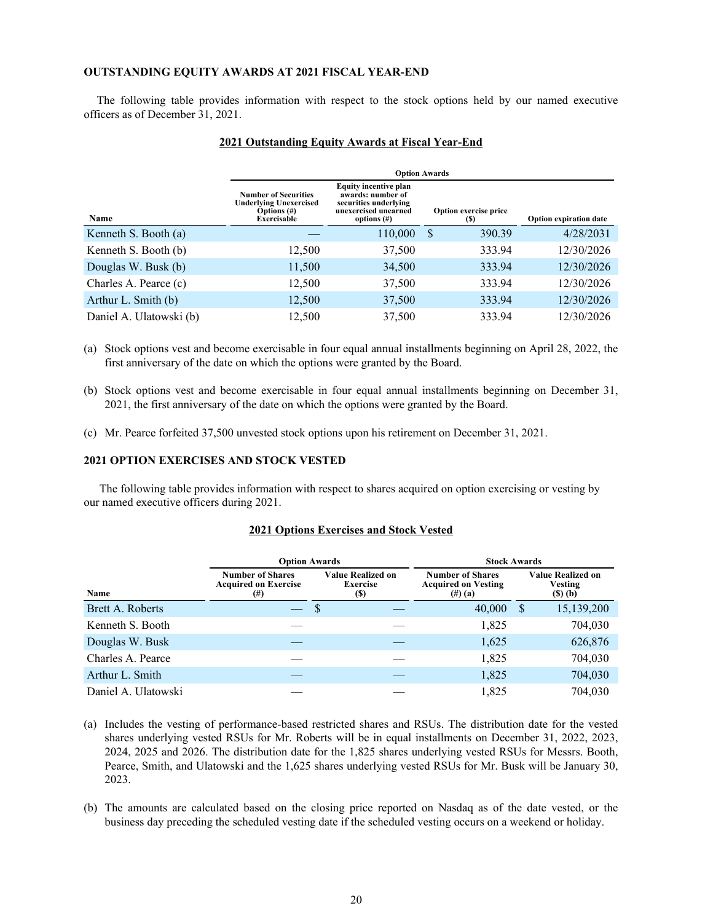### OUTSTANDING EQUITY AWARDS AT 2021 FISCAL YEAR-END

The following table provides information with respect to the stock options held by our named executive officers as of December 31, 2021.

**2021 Outstanding Equity Awards at Fiscal Year-End**

| | Option Awards | | | |
|---|---|---|---|---|
| Name | Number of Securities Underlying Unexercised Options (#) Exercisable | Equity incentive plan awards: number of securities underlying unexercised unearned options (#) | Option exercise price ($) | Option expiration date |
| Kenneth S. Booth (a) | — | 110,000 | $ 390.39 | 4/28/2031 |
| Kenneth S. Booth (b) | 12,500 | 37,500 | 333.94 | 12/30/2026 |
| Douglas W. Busk (b) | 11,500 | 34,500 | 333.94 | 12/30/2026 |
| Charles A. Pearce (c) | 12,500 | 37,500 | 333.94 | 12/30/2026 |
| Arthur L. Smith (b) | 12,500 | 37,500 | 333.94 | 12/30/2026 |
| Daniel A. Ulatowski (b) | 12,500 | 37,500 | 333.94 | 12/30/2026 |

(a) Stock options vest and become exercisable in four equal annual installments beginning on April 28, 2022, the first anniversary of the date on which the options were granted by the Board.

(b) Stock options vest and become exercisable in four equal annual installments beginning on December 31, 2021, the first anniversary of the date on which the options were granted by the Board.

(c) Mr. Pearce forfeited 37,500 unvested stock options upon his retirement on December 31, 2021.

### 2021 OPTION EXERCISES AND STOCK VESTED

The following table provides information with respect to shares acquired on option exercising or vesting by our named executive officers during 2021.

**2021 Options Exercises and Stock Vested**

| | Option Awards | | Stock Awards | |
|---|---|---|---|---|
| Name | Number of Shares Acquired on Exercise (#) | Value Realized on Exercise ($) | Number of Shares Acquired on Vesting (#) (a) | Value Realized on Vesting ($) (b) |
| Brett A. Roberts | — | $ — | 40,000 | $ 15,139,200 |
| Kenneth S. Booth | — | — | 1,825 | 704,030 |
| Douglas W. Busk | — | — | 1,625 | 626,876 |
| Charles A. Pearce | — | — | 1,825 | 704,030 |
| Arthur L. Smith | — | — | 1,825 | 704,030 |
| Daniel A. Ulatowski | — | — | 1,825 | 704,030 |

(a) Includes the vesting of performance-based restricted shares and RSUs. The distribution date for the vested shares underlying vested RSUs for Mr. Roberts will be in equal installments on December 31, 2022, 2023, 2024, 2025 and 2026. The distribution date for the 1,825 shares underlying vested RSUs for Messrs. Booth, Pearce, Smith, and Ulatowski and the 1,625 shares underlying vested RSUs for Mr. Busk will be January 30, 2023.

(b) The amounts are calculated based on the closing price reported on Nasdaq as of the date vested, or the business day preceding the scheduled vesting date if the scheduled vesting occurs on a weekend or holiday.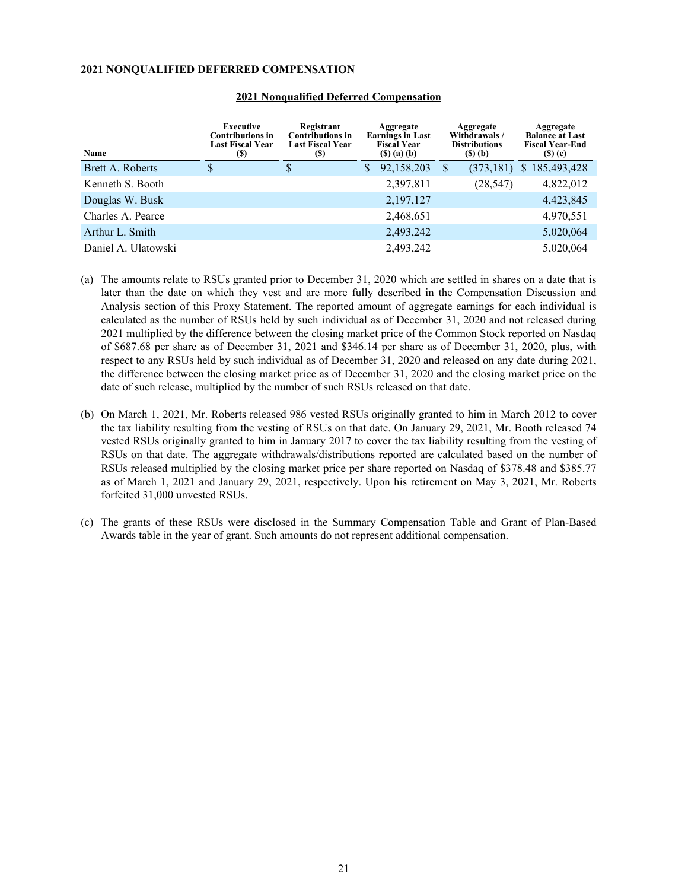**2021 NONQUALIFIED DEFERRED COMPENSATION**

**2021 Nonqualified Deferred Compensation**

| Name | Executive Contributions in Last Fiscal Year ($) | Registrant Contributions in Last Fiscal Year ($) | Aggregate Earnings in Last Fiscal Year ($) (a) (b) | Aggregate Withdrawals / Distributions ($) (b) | Aggregate Balance at Last Fiscal Year-End ($) (c) |
|---|---|---|---|---|---|
| Brett A. Roberts | $ — | $ — | $ 92,158,203 | $ (373,181) | $ 185,493,428 |
| Kenneth S. Booth | — | — | 2,397,811 | (28,547) | 4,822,012 |
| Douglas W. Busk | — | — | 2,197,127 | — | 4,423,845 |
| Charles A. Pearce | — | — | 2,468,651 | — | 4,970,551 |
| Arthur L. Smith | — | — | 2,493,242 | — | 5,020,064 |
| Daniel A. Ulatowski | — | — | 2,493,242 | — | 5,020,064 |

(a) The amounts relate to RSUs granted prior to December 31, 2020 which are settled in shares on a date that is later than the date on which they vest and are more fully described in the Compensation Discussion and Analysis section of this Proxy Statement. The reported amount of aggregate earnings for each individual is calculated as the number of RSUs held by such individual as of December 31, 2020 and not released during 2021 multiplied by the difference between the closing market price of the Common Stock reported on Nasdaq of $687.68 per share as of December 31, 2021 and $346.14 per share as of December 31, 2020, plus, with respect to any RSUs held by such individual as of December 31, 2020 and released on any date during 2021, the difference between the closing market price as of December 31, 2020 and the closing market price on the date of such release, multiplied by the number of such RSUs released on that date.

(b) On March 1, 2021, Mr. Roberts released 986 vested RSUs originally granted to him in March 2012 to cover the tax liability resulting from the vesting of RSUs on that date. On January 29, 2021, Mr. Booth released 74 vested RSUs originally granted to him in January 2017 to cover the tax liability resulting from the vesting of RSUs on that date. The aggregate withdrawals/distributions reported are calculated based on the number of RSUs released multiplied by the closing market price per share reported on Nasdaq of $378.48 and $385.77 as of March 1, 2021 and January 29, 2021, respectively. Upon his retirement on May 3, 2021, Mr. Roberts forfeited 31,000 unvested RSUs.

(c) The grants of these RSUs were disclosed in the Summary Compensation Table and Grant of Plan-Based Awards table in the year of grant. Such amounts do not represent additional compensation.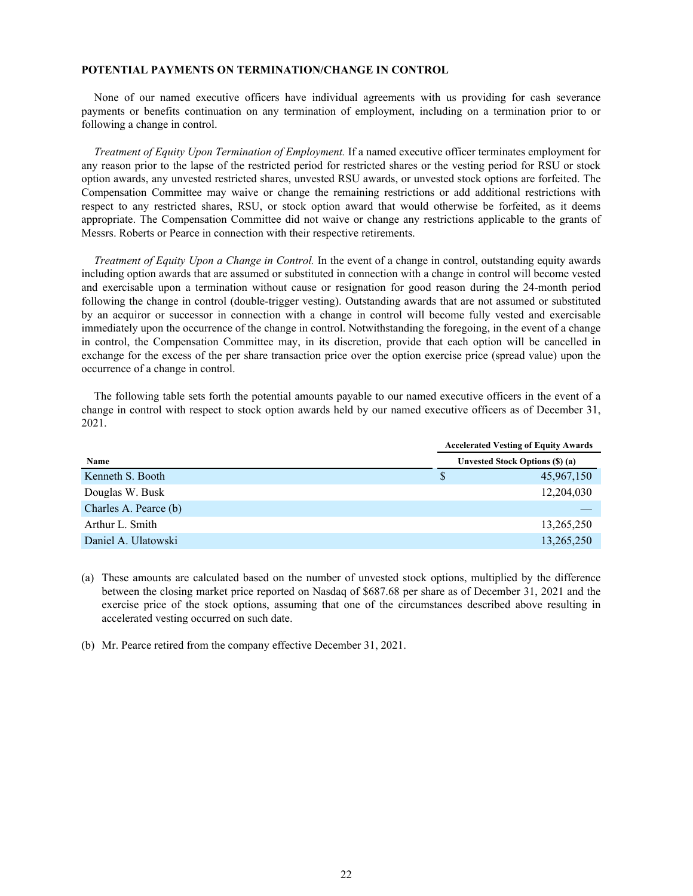### POTENTIAL PAYMENTS ON TERMINATION/CHANGE IN CONTROL

None of our named executive officers have individual agreements with us providing for cash severance payments or benefits continuation on any termination of employment, including on a termination prior to or following a change in control.

*Treatment of Equity Upon Termination of Employment.* If a named executive officer terminates employment for any reason prior to the lapse of the restricted period for restricted shares or the vesting period for RSU or stock option awards, any unvested restricted shares, unvested RSU awards, or unvested stock options are forfeited. The Compensation Committee may waive or change the remaining restrictions or add additional restrictions with respect to any restricted shares, RSU, or stock option award that would otherwise be forfeited, as it deems appropriate. The Compensation Committee did not waive or change any restrictions applicable to the grants of Messrs. Roberts or Pearce in connection with their respective retirements.

*Treatment of Equity Upon a Change in Control.* In the event of a change in control, outstanding equity awards including option awards that are assumed or substituted in connection with a change in control will become vested and exercisable upon a termination without cause or resignation for good reason during the 24-month period following the change in control (double-trigger vesting). Outstanding awards that are not assumed or substituted by an acquiror or successor in connection with a change in control will become fully vested and exercisable immediately upon the occurrence of the change in control. Notwithstanding the foregoing, in the event of a change in control, the Compensation Committee may, in its discretion, provide that each option will be cancelled in exchange for the excess of the per share transaction price over the option exercise price (spread value) upon the occurrence of a change in control.

The following table sets forth the potential amounts payable to our named executive officers in the event of a change in control with respect to stock option awards held by our named executive officers as of December 31, 2021.

| | Accelerated Vesting of Equity Awards |
|---|---|
| **Name** | **Unvested Stock Options ($) (a)** |
| Kenneth S. Booth | $ 45,967,150 |
| Douglas W. Busk | 12,204,030 |
| Charles A. Pearce (b) | — |
| Arthur L. Smith | 13,265,250 |
| Daniel A. Ulatowski | 13,265,250 |

(a) These amounts are calculated based on the number of unvested stock options, multiplied by the difference between the closing market price reported on Nasdaq of $687.68 per share as of December 31, 2021 and the exercise price of the stock options, assuming that one of the circumstances described above resulting in accelerated vesting occurred on such date.

(b) Mr. Pearce retired from the company effective December 31, 2021.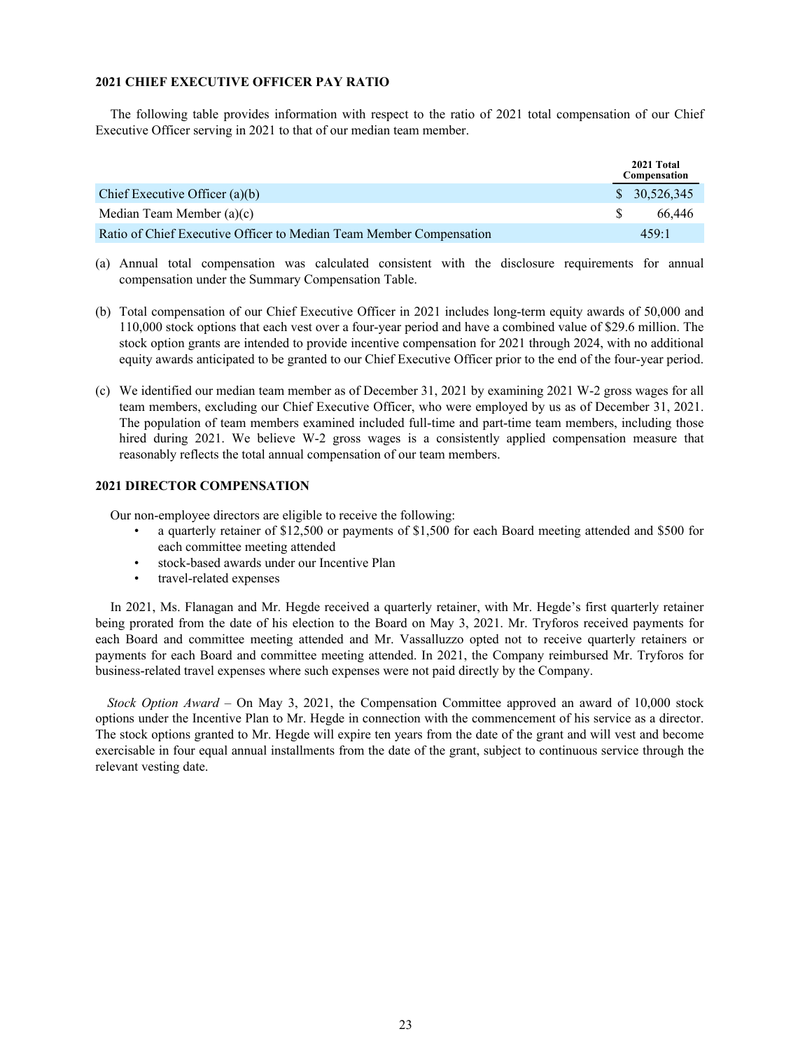## 2021 CHIEF EXECUTIVE OFFICER PAY RATIO

The following table provides information with respect to the ratio of 2021 total compensation of our Chief Executive Officer serving in 2021 to that of our median team member.

| | 2021 Total Compensation |
|---|---|
| Chief Executive Officer (a)(b) | $ 30,526,345 |
| Median Team Member (a)(c) | $ 66,446 |
| Ratio of Chief Executive Officer to Median Team Member Compensation | 459:1 |

(a) Annual total compensation was calculated consistent with the disclosure requirements for annual compensation under the Summary Compensation Table.

(b) Total compensation of our Chief Executive Officer in 2021 includes long-term equity awards of 50,000 and 110,000 stock options that each vest over a four-year period and have a combined value of $29.6 million. The stock option grants are intended to provide incentive compensation for 2021 through 2024, with no additional equity awards anticipated to be granted to our Chief Executive Officer prior to the end of the four-year period.

(c) We identified our median team member as of December 31, 2021 by examining 2021 W-2 gross wages for all team members, excluding our Chief Executive Officer, who were employed by us as of December 31, 2021. The population of team members examined included full-time and part-time team members, including those hired during 2021. We believe W-2 gross wages is a consistently applied compensation measure that reasonably reflects the total annual compensation of our team members.

## 2021 DIRECTOR COMPENSATION

Our non-employee directors are eligible to receive the following:

- a quarterly retainer of $12,500 or payments of $1,500 for each Board meeting attended and $500 for each committee meeting attended
- stock-based awards under our Incentive Plan
- travel-related expenses

In 2021, Ms. Flanagan and Mr. Hegde received a quarterly retainer, with Mr. Hegde's first quarterly retainer being prorated from the date of his election to the Board on May 3, 2021. Mr. Tryforos received payments for each Board and committee meeting attended and Mr. Vassalluzzo opted not to receive quarterly retainers or payments for each Board and committee meeting attended. In 2021, the Company reimbursed Mr. Tryforos for business-related travel expenses where such expenses were not paid directly by the Company.

*Stock Option Award* – On May 3, 2021, the Compensation Committee approved an award of 10,000 stock options under the Incentive Plan to Mr. Hegde in connection with the commencement of his service as a director. The stock options granted to Mr. Hegde will expire ten years from the date of the grant and will vest and become exercisable in four equal annual installments from the date of the grant, subject to continuous service through the relevant vesting date.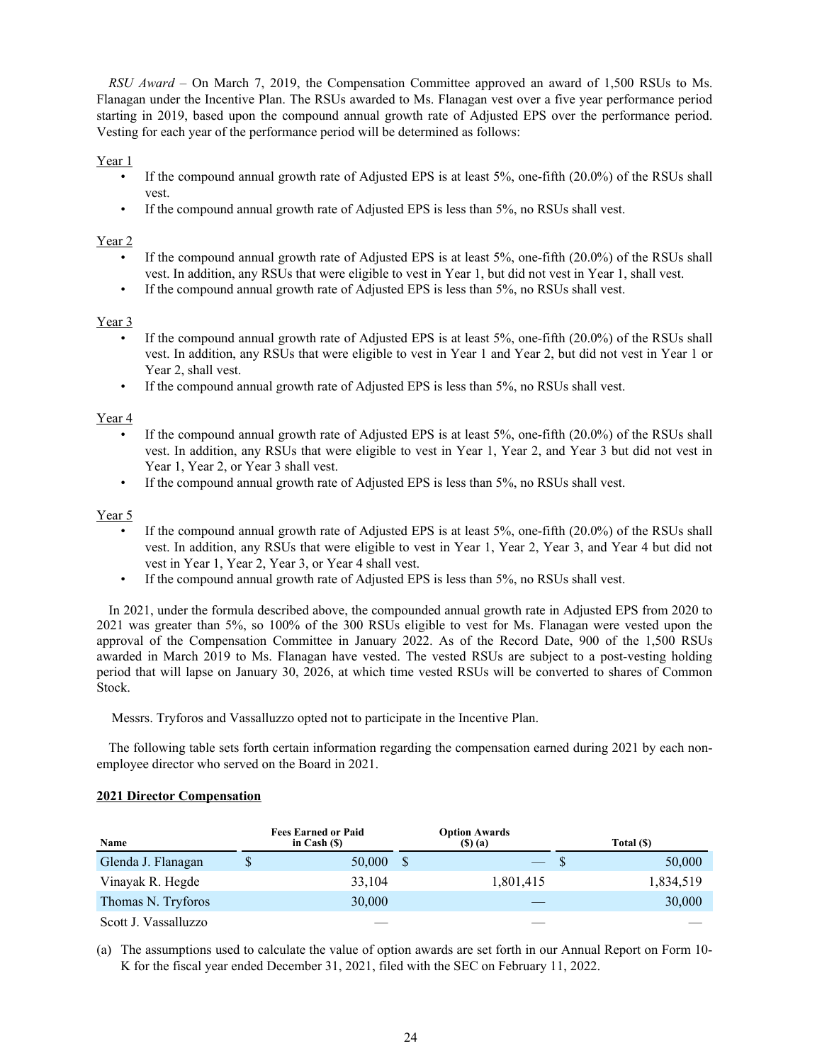*RSU Award* – On March 7, 2019, the Compensation Committee approved an award of 1,500 RSUs to Ms. Flanagan under the Incentive Plan. The RSUs awarded to Ms. Flanagan vest over a five year performance period starting in 2019, based upon the compound annual growth rate of Adjusted EPS over the performance period. Vesting for each year of the performance period will be determined as follows:

Year 1

- If the compound annual growth rate of Adjusted EPS is at least 5%, one-fifth (20.0%) of the RSUs shall vest.
- If the compound annual growth rate of Adjusted EPS is less than 5%, no RSUs shall vest.

Year 2

- If the compound annual growth rate of Adjusted EPS is at least 5%, one-fifth (20.0%) of the RSUs shall vest. In addition, any RSUs that were eligible to vest in Year 1, but did not vest in Year 1, shall vest.
- If the compound annual growth rate of Adjusted EPS is less than 5%, no RSUs shall vest.

Year 3

- If the compound annual growth rate of Adjusted EPS is at least 5%, one-fifth (20.0%) of the RSUs shall vest. In addition, any RSUs that were eligible to vest in Year 1 and Year 2, but did not vest in Year 1 or Year 2, shall vest.
- If the compound annual growth rate of Adjusted EPS is less than 5%, no RSUs shall vest.

Year 4

- If the compound annual growth rate of Adjusted EPS is at least 5%, one-fifth (20.0%) of the RSUs shall vest. In addition, any RSUs that were eligible to vest in Year 1, Year 2, and Year 3 but did not vest in Year 1, Year 2, or Year 3 shall vest.
- If the compound annual growth rate of Adjusted EPS is less than 5%, no RSUs shall vest.

Year 5

- If the compound annual growth rate of Adjusted EPS is at least 5%, one-fifth (20.0%) of the RSUs shall vest. In addition, any RSUs that were eligible to vest in Year 1, Year 2, Year 3, and Year 4 but did not vest in Year 1, Year 2, Year 3, or Year 4 shall vest.
- If the compound annual growth rate of Adjusted EPS is less than 5%, no RSUs shall vest.

In 2021, under the formula described above, the compounded annual growth rate in Adjusted EPS from 2020 to 2021 was greater than 5%, so 100% of the 300 RSUs eligible to vest for Ms. Flanagan were vested upon the approval of the Compensation Committee in January 2022. As of the Record Date, 900 of the 1,500 RSUs awarded in March 2019 to Ms. Flanagan have vested. The vested RSUs are subject to a post-vesting holding period that will lapse on January 30, 2026, at which time vested RSUs will be converted to shares of Common Stock.

Messrs. Tryforos and Vassalluzzo opted not to participate in the Incentive Plan.

The following table sets forth certain information regarding the compensation earned during 2021 by each non-employee director who served on the Board in 2021.

**2021 Director Compensation**

| Name | Fees Earned or Paid in Cash ($) | Option Awards ($) (a) | Total ($) |
|---|---|---|---|
| Glenda J. Flanagan | $ 50,000 | $ — | $ 50,000 |
| Vinayak R. Hegde | 33,104 | 1,801,415 | 1,834,519 |
| Thomas N. Tryforos | 30,000 | — | 30,000 |
| Scott J. Vassalluzzo | — | — | — |

(a) The assumptions used to calculate the value of option awards are set forth in our Annual Report on Form 10-K for the fiscal year ended December 31, 2021, filed with the SEC on February 11, 2022.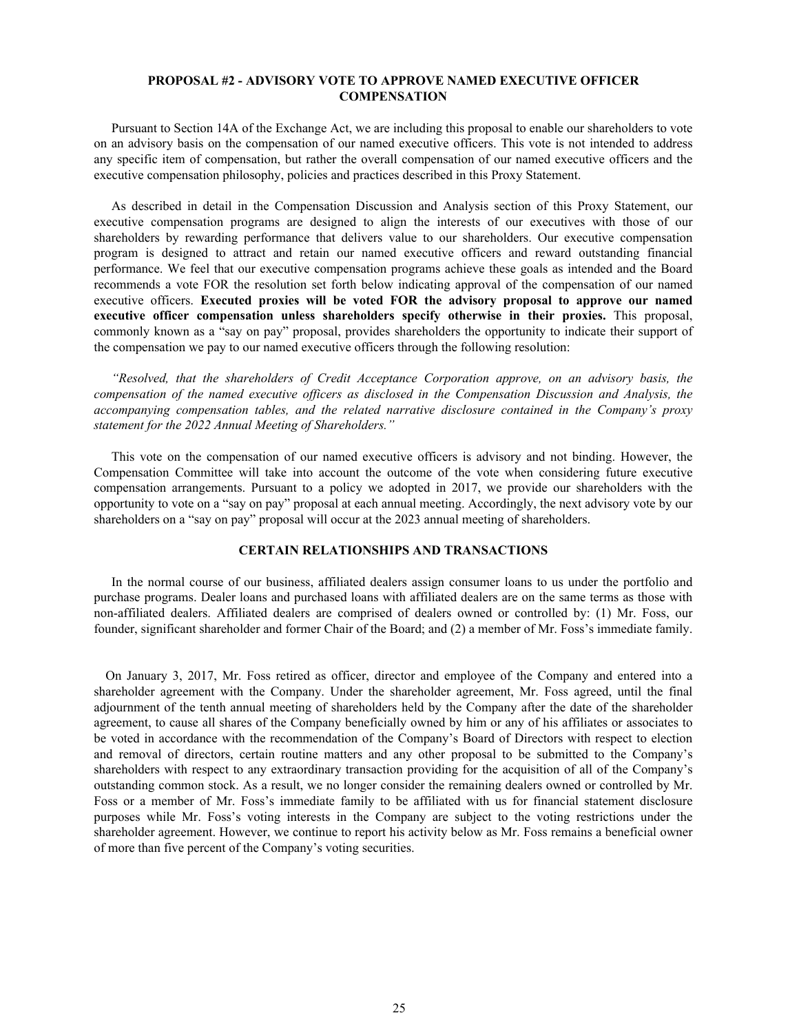## PROPOSAL #2 - ADVISORY VOTE TO APPROVE NAMED EXECUTIVE OFFICER COMPENSATION

Pursuant to Section 14A of the Exchange Act, we are including this proposal to enable our shareholders to vote on an advisory basis on the compensation of our named executive officers. This vote is not intended to address any specific item of compensation, but rather the overall compensation of our named executive officers and the executive compensation philosophy, policies and practices described in this Proxy Statement.

As described in detail in the Compensation Discussion and Analysis section of this Proxy Statement, our executive compensation programs are designed to align the interests of our executives with those of our shareholders by rewarding performance that delivers value to our shareholders. Our executive compensation program is designed to attract and retain our named executive officers and reward outstanding financial performance. We feel that our executive compensation programs achieve these goals as intended and the Board recommends a vote FOR the resolution set forth below indicating approval of the compensation of our named executive officers. **Executed proxies will be voted FOR the advisory proposal to approve our named executive officer compensation unless shareholders specify otherwise in their proxies.** This proposal, commonly known as a "say on pay" proposal, provides shareholders the opportunity to indicate their support of the compensation we pay to our named executive officers through the following resolution:

*"Resolved, that the shareholders of Credit Acceptance Corporation approve, on an advisory basis, the compensation of the named executive officers as disclosed in the Compensation Discussion and Analysis, the accompanying compensation tables, and the related narrative disclosure contained in the Company's proxy statement for the 2022 Annual Meeting of Shareholders."*

This vote on the compensation of our named executive officers is advisory and not binding. However, the Compensation Committee will take into account the outcome of the vote when considering future executive compensation arrangements. Pursuant to a policy we adopted in 2017, we provide our shareholders with the opportunity to vote on a "say on pay" proposal at each annual meeting. Accordingly, the next advisory vote by our shareholders on a "say on pay" proposal will occur at the 2023 annual meeting of shareholders.

## CERTAIN RELATIONSHIPS AND TRANSACTIONS

In the normal course of our business, affiliated dealers assign consumer loans to us under the portfolio and purchase programs. Dealer loans and purchased loans with affiliated dealers are on the same terms as those with non-affiliated dealers. Affiliated dealers are comprised of dealers owned or controlled by: (1) Mr. Foss, our founder, significant shareholder and former Chair of the Board; and (2) a member of Mr. Foss's immediate family.

On January 3, 2017, Mr. Foss retired as officer, director and employee of the Company and entered into a shareholder agreement with the Company. Under the shareholder agreement, Mr. Foss agreed, until the final adjournment of the tenth annual meeting of shareholders held by the Company after the date of the shareholder agreement, to cause all shares of the Company beneficially owned by him or any of his affiliates or associates to be voted in accordance with the recommendation of the Company's Board of Directors with respect to election and removal of directors, certain routine matters and any other proposal to be submitted to the Company's shareholders with respect to any extraordinary transaction providing for the acquisition of all of the Company's outstanding common stock. As a result, we no longer consider the remaining dealers owned or controlled by Mr. Foss or a member of Mr. Foss's immediate family to be affiliated with us for financial statement disclosure purposes while Mr. Foss's voting interests in the Company are subject to the voting restrictions under the shareholder agreement. However, we continue to report his activity below as Mr. Foss remains a beneficial owner of more than five percent of the Company's voting securities.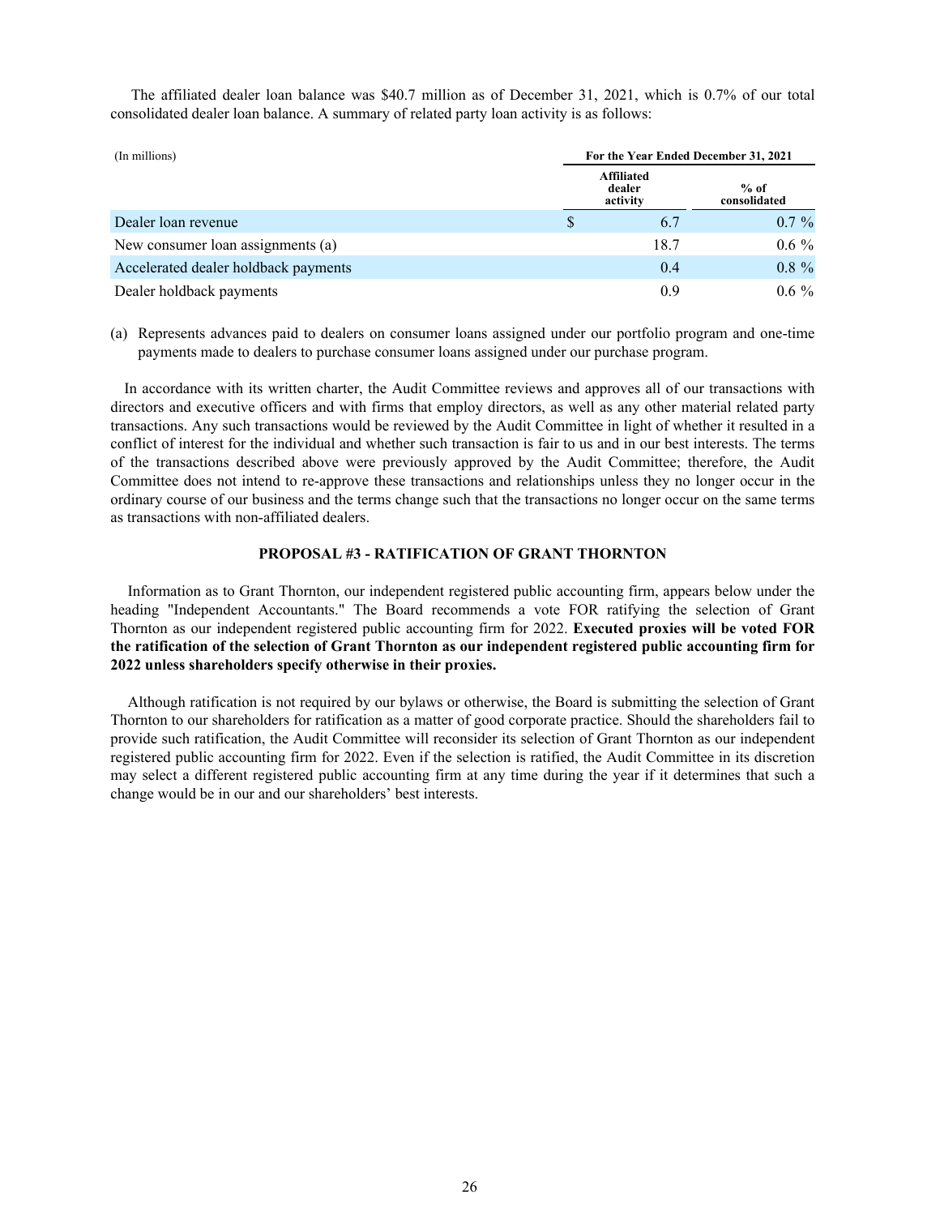The affiliated dealer loan balance was $40.7 million as of December 31, 2021, which is 0.7% of our total consolidated dealer loan balance. A summary of related party loan activity is as follows:

| (In millions) | For the Year Ended December 31, 2021 | |
|---|---|---|
| | Affiliated dealer activity | % of consolidated |
| Dealer loan revenue | $ 6.7 | 0.7 % |
| New consumer loan assignments (a) | 18.7 | 0.6 % |
| Accelerated dealer holdback payments | 0.4 | 0.8 % |
| Dealer holdback payments | 0.9 | 0.6 % |

(a) Represents advances paid to dealers on consumer loans assigned under our portfolio program and one-time payments made to dealers to purchase consumer loans assigned under our purchase program.

In accordance with its written charter, the Audit Committee reviews and approves all of our transactions with directors and executive officers and with firms that employ directors, as well as any other material related party transactions. Any such transactions would be reviewed by the Audit Committee in light of whether it resulted in a conflict of interest for the individual and whether such transaction is fair to us and in our best interests. The terms of the transactions described above were previously approved by the Audit Committee; therefore, the Audit Committee does not intend to re-approve these transactions and relationships unless they no longer occur in the ordinary course of our business and the terms change such that the transactions no longer occur on the same terms as transactions with non-affiliated dealers.

## PROPOSAL #3 - RATIFICATION OF GRANT THORNTON

Information as to Grant Thornton, our independent registered public accounting firm, appears below under the heading "Independent Accountants." The Board recommends a vote FOR ratifying the selection of Grant Thornton as our independent registered public accounting firm for 2022. **Executed proxies will be voted FOR the ratification of the selection of Grant Thornton as our independent registered public accounting firm for 2022 unless shareholders specify otherwise in their proxies.**

Although ratification is not required by our bylaws or otherwise, the Board is submitting the selection of Grant Thornton to our shareholders for ratification as a matter of good corporate practice. Should the shareholders fail to provide such ratification, the Audit Committee will reconsider its selection of Grant Thornton as our independent registered public accounting firm for 2022. Even if the selection is ratified, the Audit Committee in its discretion may select a different registered public accounting firm at any time during the year if it determines that such a change would be in our and our shareholders' best interests.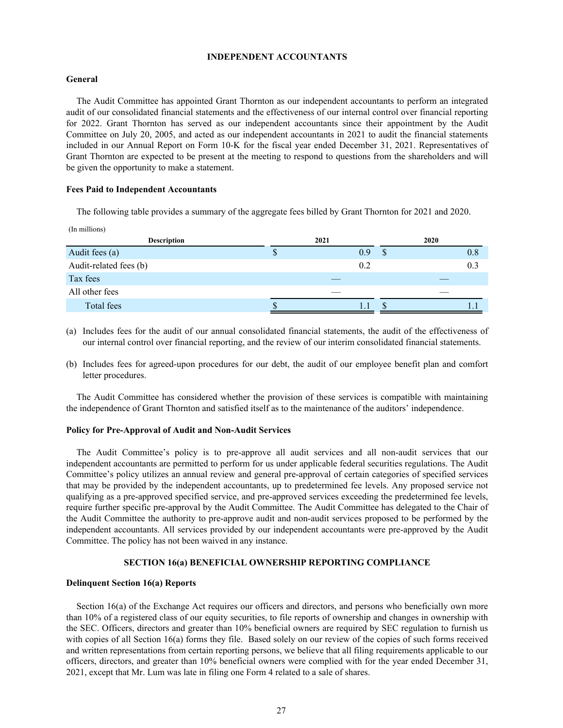## INDEPENDENT ACCOUNTANTS

### General

The Audit Committee has appointed Grant Thornton as our independent accountants to perform an integrated audit of our consolidated financial statements and the effectiveness of our internal control over financial reporting for 2022. Grant Thornton has served as our independent accountants since their appointment by the Audit Committee on July 20, 2005, and acted as our independent accountants in 2021 to audit the financial statements included in our Annual Report on Form 10-K for the fiscal year ended December 31, 2021. Representatives of Grant Thornton are expected to be present at the meeting to respond to questions from the shareholders and will be given the opportunity to make a statement.

### Fees Paid to Independent Accountants

The following table provides a summary of the aggregate fees billed by Grant Thornton for 2021 and 2020.

(In millions)

| Description | 2021 | 2020 |
|---|---|---|
| Audit fees (a) | $ 0.9 | $ 0.8 |
| Audit-related fees (b) | 0.2 | 0.3 |
| Tax fees | — | — |
| All other fees | — | — |
| Total fees | $ 1.1 | $ 1.1 |

(a) Includes fees for the audit of our annual consolidated financial statements, the audit of the effectiveness of our internal control over financial reporting, and the review of our interim consolidated financial statements.

(b) Includes fees for agreed-upon procedures for our debt, the audit of our employee benefit plan and comfort letter procedures.

The Audit Committee has considered whether the provision of these services is compatible with maintaining the independence of Grant Thornton and satisfied itself as to the maintenance of the auditors' independence.

### Policy for Pre-Approval of Audit and Non-Audit Services

The Audit Committee's policy is to pre-approve all audit services and all non-audit services that our independent accountants are permitted to perform for us under applicable federal securities regulations. The Audit Committee's policy utilizes an annual review and general pre-approval of certain categories of specified services that may be provided by the independent accountants, up to predetermined fee levels. Any proposed service not qualifying as a pre-approved specified service, and pre-approved services exceeding the predetermined fee levels, require further specific pre-approval by the Audit Committee. The Audit Committee has delegated to the Chair of the Audit Committee the authority to pre-approve audit and non-audit services proposed to be performed by the independent accountants. All services provided by our independent accountants were pre-approved by the Audit Committee. The policy has not been waived in any instance.

## SECTION 16(a) BENEFICIAL OWNERSHIP REPORTING COMPLIANCE

### Delinquent Section 16(a) Reports

Section 16(a) of the Exchange Act requires our officers and directors, and persons who beneficially own more than 10% of a registered class of our equity securities, to file reports of ownership and changes in ownership with the SEC. Officers, directors and greater than 10% beneficial owners are required by SEC regulation to furnish us with copies of all Section 16(a) forms they file. Based solely on our review of the copies of such forms received and written representations from certain reporting persons, we believe that all filing requirements applicable to our officers, directors, and greater than 10% beneficial owners were complied with for the year ended December 31, 2021, except that Mr. Lum was late in filing one Form 4 related to a sale of shares.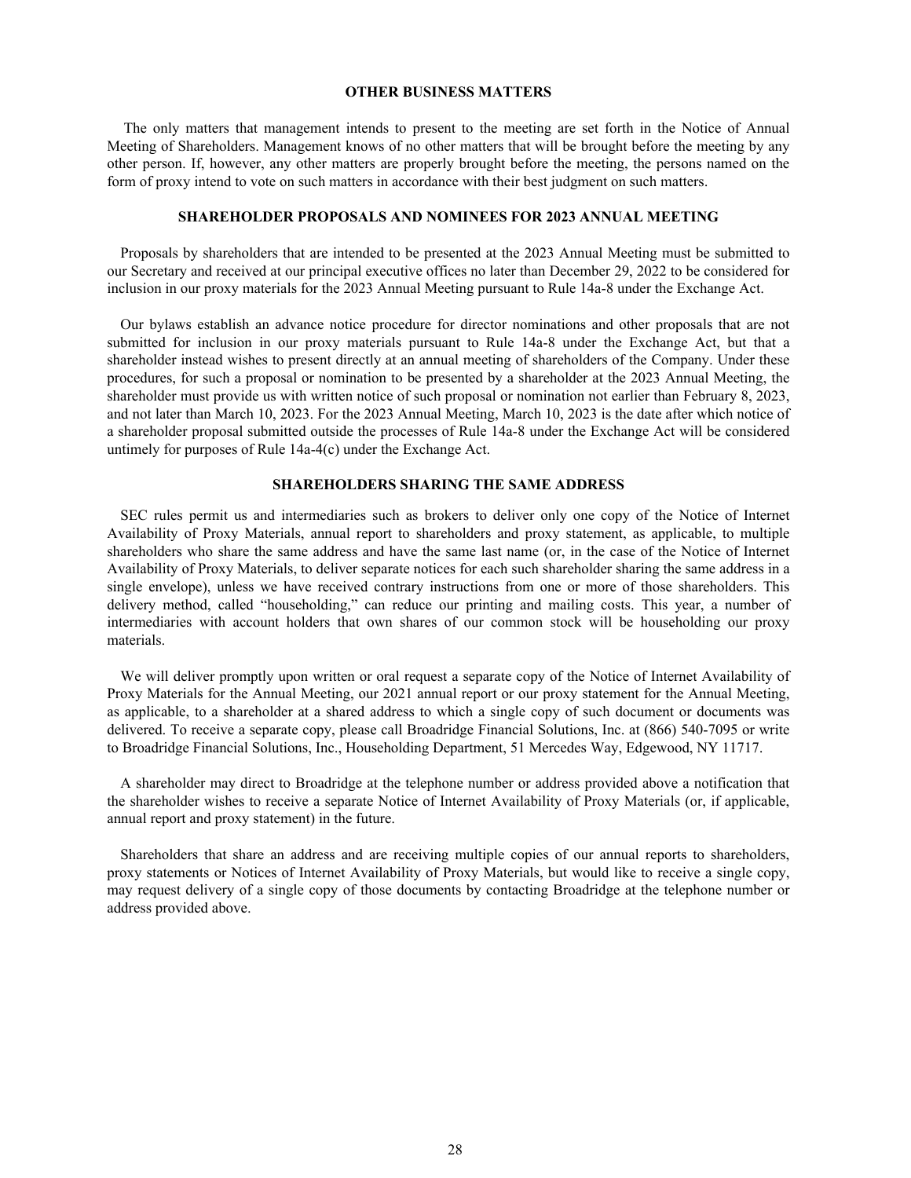## OTHER BUSINESS MATTERS

The only matters that management intends to present to the meeting are set forth in the Notice of Annual Meeting of Shareholders. Management knows of no other matters that will be brought before the meeting by any other person. If, however, any other matters are properly brought before the meeting, the persons named on the form of proxy intend to vote on such matters in accordance with their best judgment on such matters.

## SHAREHOLDER PROPOSALS AND NOMINEES FOR 2023 ANNUAL MEETING

Proposals by shareholders that are intended to be presented at the 2023 Annual Meeting must be submitted to our Secretary and received at our principal executive offices no later than December 29, 2022 to be considered for inclusion in our proxy materials for the 2023 Annual Meeting pursuant to Rule 14a-8 under the Exchange Act.

Our bylaws establish an advance notice procedure for director nominations and other proposals that are not submitted for inclusion in our proxy materials pursuant to Rule 14a-8 under the Exchange Act, but that a shareholder instead wishes to present directly at an annual meeting of shareholders of the Company. Under these procedures, for such a proposal or nomination to be presented by a shareholder at the 2023 Annual Meeting, the shareholder must provide us with written notice of such proposal or nomination not earlier than February 8, 2023, and not later than March 10, 2023. For the 2023 Annual Meeting, March 10, 2023 is the date after which notice of a shareholder proposal submitted outside the processes of Rule 14a-8 under the Exchange Act will be considered untimely for purposes of Rule 14a-4(c) under the Exchange Act.

## SHAREHOLDERS SHARING THE SAME ADDRESS

SEC rules permit us and intermediaries such as brokers to deliver only one copy of the Notice of Internet Availability of Proxy Materials, annual report to shareholders and proxy statement, as applicable, to multiple shareholders who share the same address and have the same last name (or, in the case of the Notice of Internet Availability of Proxy Materials, to deliver separate notices for each such shareholder sharing the same address in a single envelope), unless we have received contrary instructions from one or more of those shareholders. This delivery method, called "householding," can reduce our printing and mailing costs. This year, a number of intermediaries with account holders that own shares of our common stock will be householding our proxy materials.

We will deliver promptly upon written or oral request a separate copy of the Notice of Internet Availability of Proxy Materials for the Annual Meeting, our 2021 annual report or our proxy statement for the Annual Meeting, as applicable, to a shareholder at a shared address to which a single copy of such document or documents was delivered. To receive a separate copy, please call Broadridge Financial Solutions, Inc. at (866) 540-7095 or write to Broadridge Financial Solutions, Inc., Householding Department, 51 Mercedes Way, Edgewood, NY 11717.

A shareholder may direct to Broadridge at the telephone number or address provided above a notification that the shareholder wishes to receive a separate Notice of Internet Availability of Proxy Materials (or, if applicable, annual report and proxy statement) in the future.

Shareholders that share an address and are receiving multiple copies of our annual reports to shareholders, proxy statements or Notices of Internet Availability of Proxy Materials, but would like to receive a single copy, may request delivery of a single copy of those documents by contacting Broadridge at the telephone number or address provided above.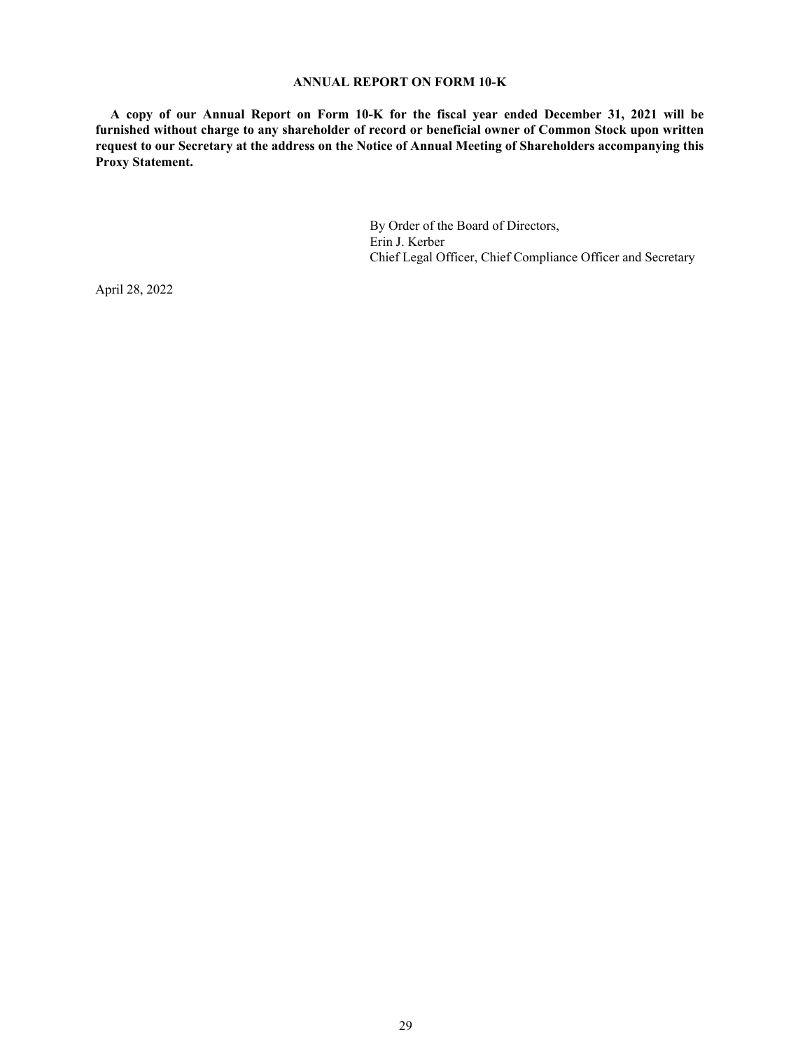## ANNUAL REPORT ON FORM 10-K

**A copy of our Annual Report on Form 10-K for the fiscal year ended December 31, 2021 will be furnished without charge to any shareholder of record or beneficial owner of Common Stock upon written request to our Secretary at the address on the Notice of Annual Meeting of Shareholders accompanying this Proxy Statement.**

By Order of the Board of Directors,
Erin J. Kerber
Chief Legal Officer, Chief Compliance Officer and Secretary

April 28, 2022